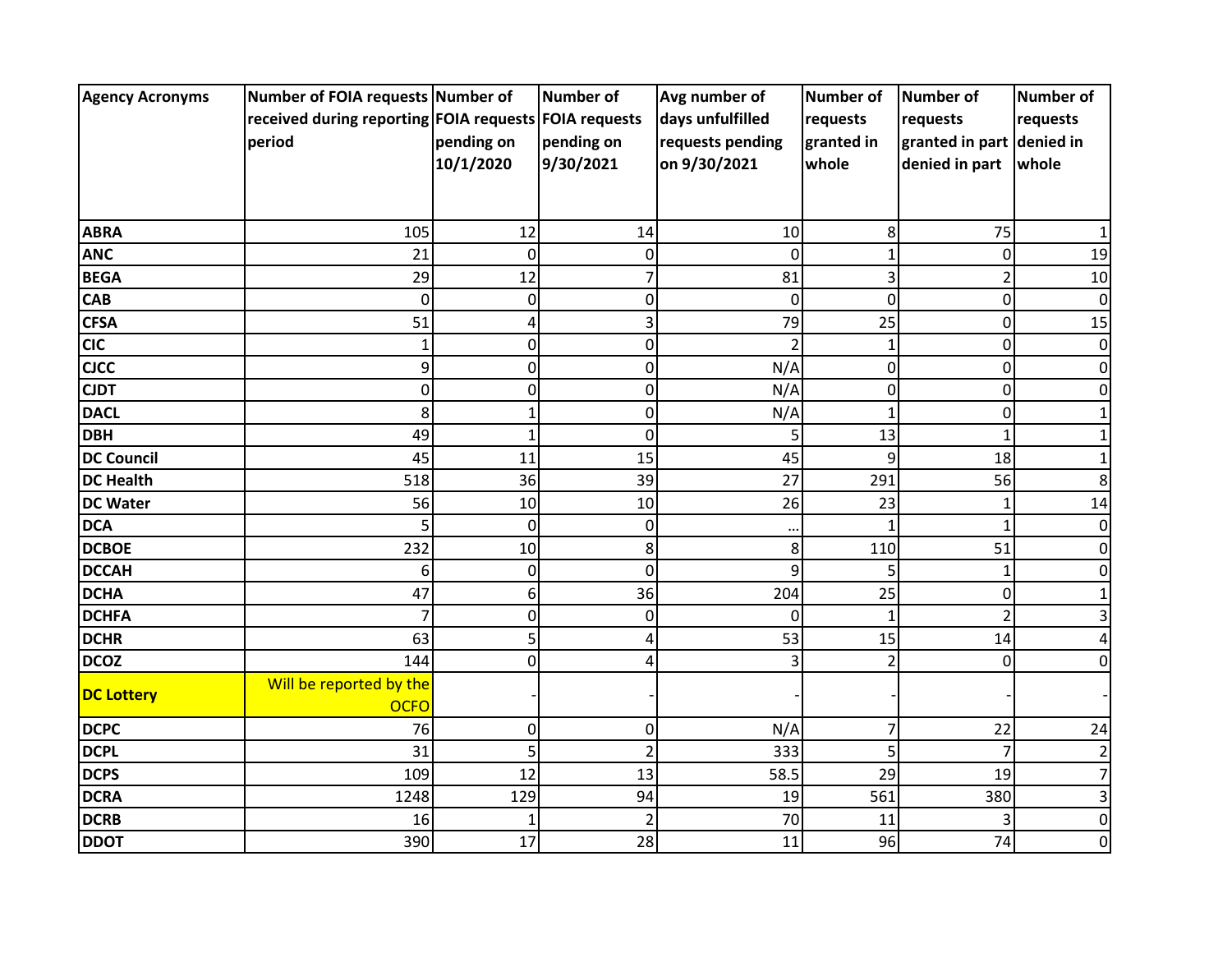| Agency Acronyms | Number of FOIA requests received during reporting period | Number of FOIA requests pending on 10/1/2020 | Number of FOIA requests pending on 9/30/2021 | Avg number of days unfulfilled requests pending on 9/30/2021 | Number of requests granted in whole | Number of requests granted in part denied in part | Number of requests denied in whole |
|---|---|---|---|---|---|---|---|
| **ABRA** | 105 | 12 | 14 | 10 | 8 | 75 | 1 |
| **ANC** | 21 | 0 | 0 | 0 | 1 | 0 | 19 |
| **BEGA** | 29 | 12 | 7 | 81 | 3 | 2 | 10 |
| **CAB** | 0 | 0 | 0 | 0 | 0 | 0 | 0 |
| **CFSA** | 51 | 4 | 3 | 79 | 25 | 0 | 15 |
| **CIC** | 1 | 0 | 0 | 2 | 1 | 0 | 0 |
| **CJCC** | 9 | 0 | 0 | N/A | 0 | 0 | 0 |
| **CJDT** | 0 | 0 | 0 | N/A | 0 | 0 | 0 |
| **DACL** | 8 | 1 | 0 | N/A | 1 | 0 | 1 |
| **DBH** | 49 | 1 | 0 | 5 | 13 | 1 | 1 |
| **DC Council** | 45 | 11 | 15 | 45 | 9 | 18 | 1 |
| **DC Health** | 518 | 36 | 39 | 27 | 291 | 56 | 8 |
| **DC Water** | 56 | 10 | 10 | 26 | 23 | 1 | 14 |
| **DCA** | 5 | 0 | 0 | ... | 1 | 1 | 0 |
| **DCBOE** | 232 | 10 | 8 | 8 | 110 | 51 | 0 |
| **DCCAH** | 6 | 0 | 0 | 9 | 5 | 1 | 0 |
| **DCHA** | 47 | 6 | 36 | 204 | 25 | 0 | 1 |
| **DCHFA** | 7 | 0 | 0 | 0 | 1 | 2 | 3 |
| **DCHR** | 63 | 5 | 4 | 53 | 15 | 14 | 4 |
| **DCOZ** | 144 | 0 | 4 | 3 | 2 | 0 | 0 |
| **DC Lottery** | Will be reported by the OCFO | - | - | - | - | - | - |
| **DCPC** | 76 | 0 | 0 | N/A | 7 | 22 | 24 |
| **DCPL** | 31 | 5 | 2 | 333 | 5 | 7 | 2 |
| **DCPS** | 109 | 12 | 13 | 58.5 | 29 | 19 | 7 |
| **DCRA** | 1248 | 129 | 94 | 19 | 561 | 380 | 3 |
| **DCRB** | 16 | 1 | 2 | 70 | 11 | 3 | 0 |
| **DDOT** | 390 | 17 | 28 | 11 | 96 | 74 | 0 |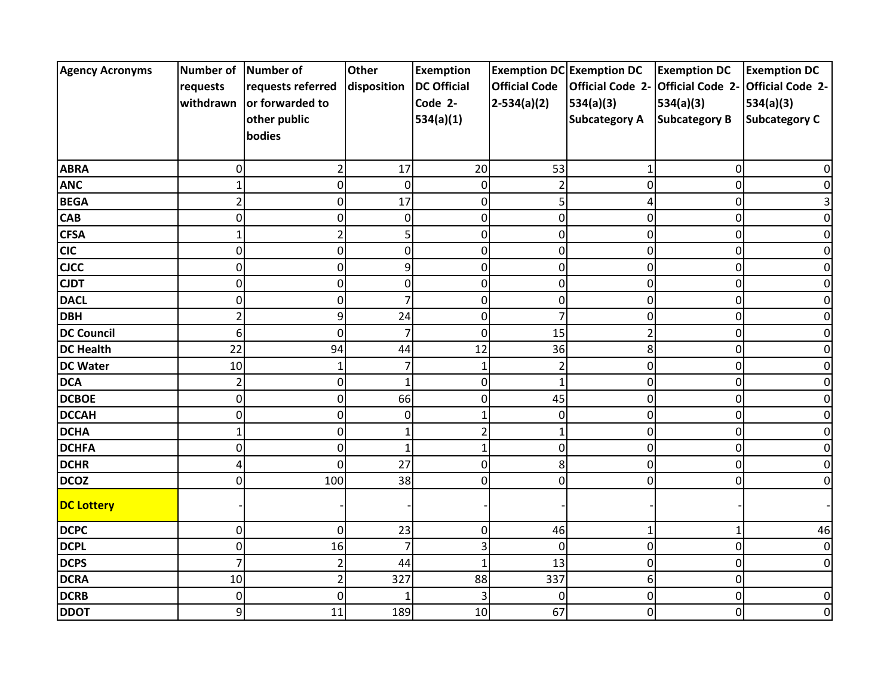| Agency Acronyms | Number of requests withdrawn | Number of requests referred or forwarded to other public bodies | Other disposition | Exemption DC Official Code 2-534(a)(1) | Exemption DC Official Code 2-534(a)(2) | Exemption DC Official Code 2-534(a)(3) Subcategory A | Exemption DC Official Code 2-534(a)(3) Subcategory B | Exemption DC Official Code 2-534(a)(3) Subcategory C |
|---|---|---|---|---|---|---|---|---|
| **ABRA** | 0 | 2 | 17 | 20 | 53 | 1 | 0 | 0 |
| **ANC** | 1 | 0 | 0 | 0 | 2 | 0 | 0 | 0 |
| **BEGA** | 2 | 0 | 17 | 0 | 5 | 4 | 0 | 3 |
| **CAB** | 0 | 0 | 0 | 0 | 0 | 0 | 0 | 0 |
| **CFSA** | 1 | 2 | 5 | 0 | 0 | 0 | 0 | 0 |
| **CIC** | 0 | 0 | 0 | 0 | 0 | 0 | 0 | 0 |
| **CJCC** | 0 | 0 | 9 | 0 | 0 | 0 | 0 | 0 |
| **CJDT** | 0 | 0 | 0 | 0 | 0 | 0 | 0 | 0 |
| **DACL** | 0 | 0 | 7 | 0 | 0 | 0 | 0 | 0 |
| **DBH** | 2 | 9 | 24 | 0 | 7 | 0 | 0 | 0 |
| **DC Council** | 6 | 0 | 7 | 0 | 15 | 2 | 0 | 0 |
| **DC Health** | 22 | 94 | 44 | 12 | 36 | 8 | 0 | 0 |
| **DC Water** | 10 | 1 | 7 | 1 | 2 | 0 | 0 | 0 |
| **DCA** | 2 | 0 | 1 | 0 | 1 | 0 | 0 | 0 |
| **DCBOE** | 0 | 0 | 66 | 0 | 45 | 0 | 0 | 0 |
| **DCCAH** | 0 | 0 | 0 | 1 | 0 | 0 | 0 | 0 |
| **DCHA** | 1 | 0 | 1 | 2 | 1 | 0 | 0 | 0 |
| **DCHFA** | 0 | 0 | 1 | 1 | 0 | 0 | 0 | 0 |
| **DCHR** | 4 | 0 | 27 | 0 | 8 | 0 | 0 | 0 |
| **DCOZ** | 0 | 100 | 38 | 0 | 0 | 0 | 0 | 0 |
| **DC Lottery** | - | - | - | - | - | - | - | - |
| **DCPC** | 0 | 0 | 23 | 0 | 46 | 1 | 1 | 46 |
| **DCPL** | 0 | 16 | 7 | 3 | 0 | 0 | 0 | 0 |
| **DCPS** | 7 | 2 | 44 | 1 | 13 | 0 | 0 | 0 |
| **DCRA** | 10 | 2 | 327 | 88 | 337 | 6 | 0 | |
| **DCRB** | 0 | 0 | 1 | 3 | 0 | 0 | 0 | 0 |
| **DDOT** | 9 | 11 | 189 | 10 | 67 | 0 | 0 | 0 |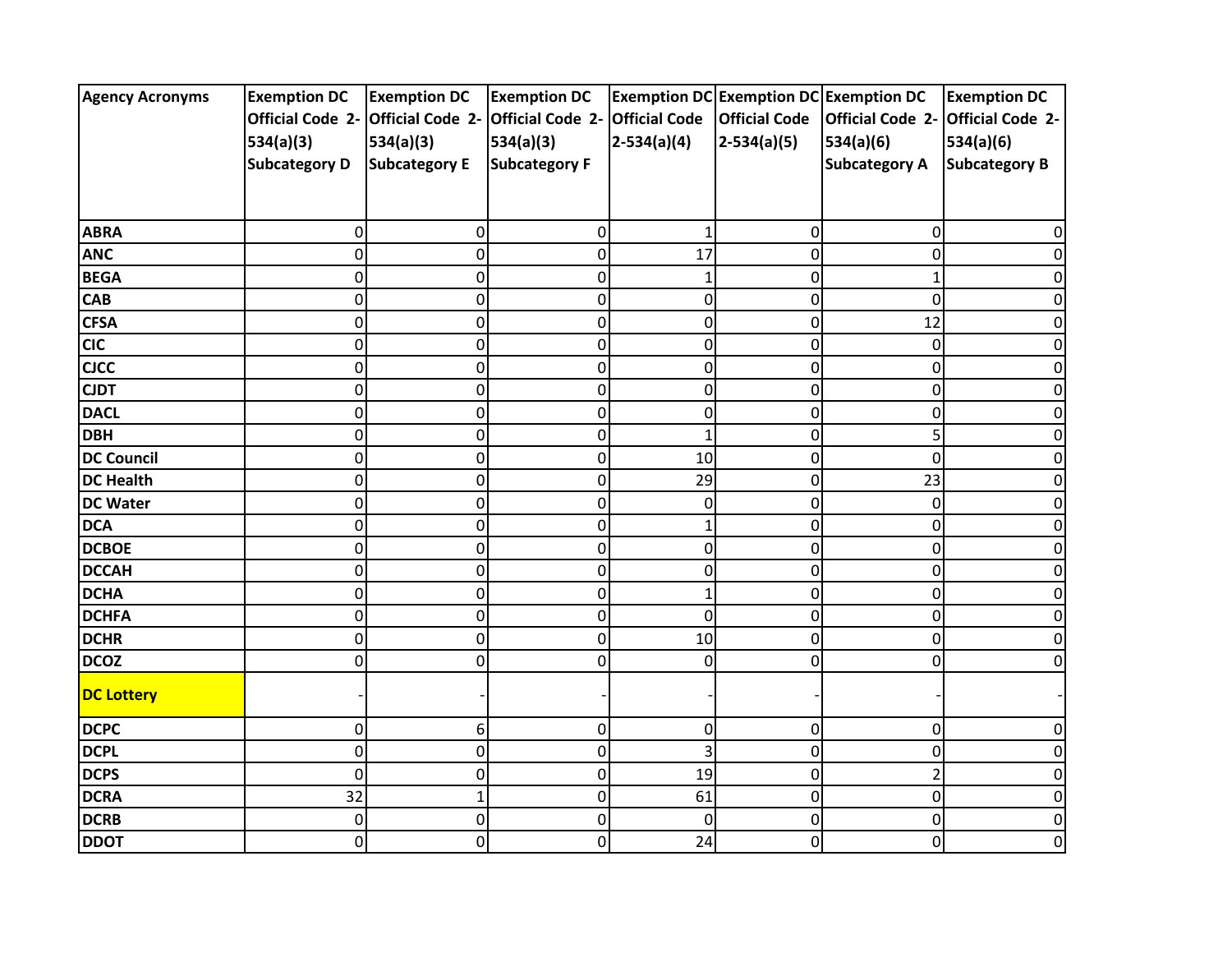| Agency Acronyms | Exemption DC Official Code 2-534(a)(3) Subcategory D | Exemption DC Official Code 2-534(a)(3) Subcategory E | Exemption DC Official Code 2-534(a)(3) Subcategory F | Exemption DC Official Code 2-534(a)(4) | Exemption DC Official Code 2-534(a)(5) | Exemption DC Official Code 2-534(a)(6) Subcategory A | Exemption DC Official Code 2-534(a)(6) Subcategory B |
|---|---|---|---|---|---|---|---|
| **ABRA** | 0 | 0 | 0 | 1 | 0 | 0 | 0 |
| **ANC** | 0 | 0 | 0 | 17 | 0 | 0 | 0 |
| **BEGA** | 0 | 0 | 0 | 1 | 0 | 1 | 0 |
| **CAB** | 0 | 0 | 0 | 0 | 0 | 0 | 0 |
| **CFSA** | 0 | 0 | 0 | 0 | 0 | 12 | 0 |
| **CIC** | 0 | 0 | 0 | 0 | 0 | 0 | 0 |
| **CJCC** | 0 | 0 | 0 | 0 | 0 | 0 | 0 |
| **CJDT** | 0 | 0 | 0 | 0 | 0 | 0 | 0 |
| **DACL** | 0 | 0 | 0 | 0 | 0 | 0 | 0 |
| **DBH** | 0 | 0 | 0 | 1 | 0 | 5 | 0 |
| **DC Council** | 0 | 0 | 0 | 10 | 0 | 0 | 0 |
| **DC Health** | 0 | 0 | 0 | 29 | 0 | 23 | 0 |
| **DC Water** | 0 | 0 | 0 | 0 | 0 | 0 | 0 |
| **DCA** | 0 | 0 | 0 | 1 | 0 | 0 | 0 |
| **DCBOE** | 0 | 0 | 0 | 0 | 0 | 0 | 0 |
| **DCCAH** | 0 | 0 | 0 | 0 | 0 | 0 | 0 |
| **DCHA** | 0 | 0 | 0 | 1 | 0 | 0 | 0 |
| **DCHFA** | 0 | 0 | 0 | 0 | 0 | 0 | 0 |
| **DCHR** | 0 | 0 | 0 | 10 | 0 | 0 | 0 |
| **DCOZ** | 0 | 0 | 0 | 0 | 0 | 0 | 0 |
| **DC Lottery** | - | - | - | - | - | - | - |
| **DCPC** | 0 | 6 | 0 | 0 | 0 | 0 | 0 |
| **DCPL** | 0 | 0 | 0 | 3 | 0 | 0 | 0 |
| **DCPS** | 0 | 0 | 0 | 19 | 0 | 2 | 0 |
| **DCRA** | 32 | 1 | 0 | 61 | 0 | 0 | 0 |
| **DCRB** | 0 | 0 | 0 | 0 | 0 | 0 | 0 |
| **DDOT** | 0 | 0 | 0 | 24 | 0 | 0 | 0 |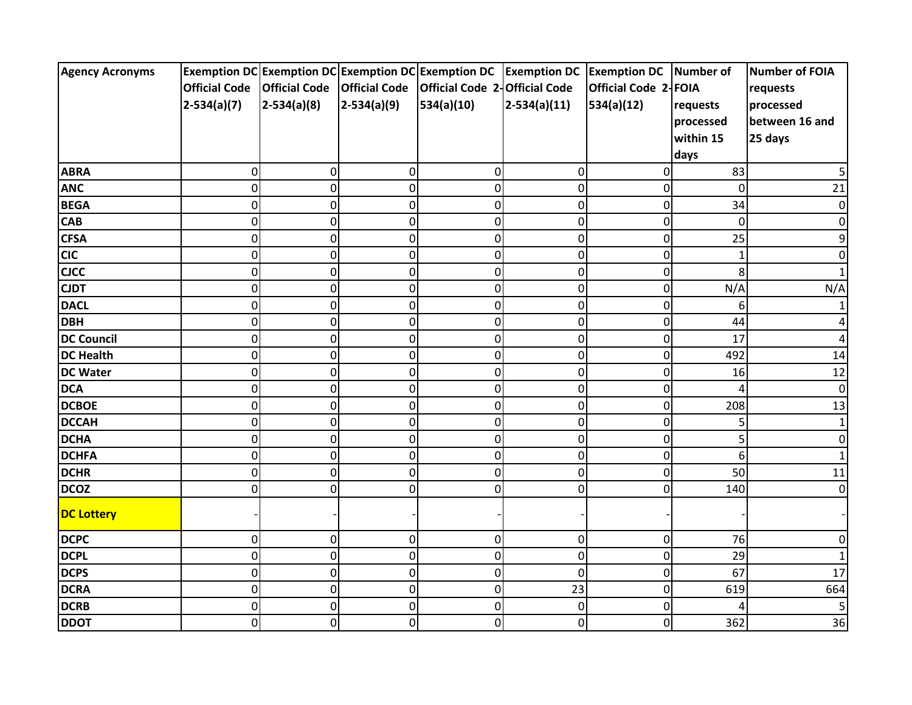| Agency Acronyms | Exemption DC Official Code 2-534(a)(7) | Exemption DC Official Code 2-534(a)(8) | Exemption DC Official Code 2-534(a)(9) | Exemption DC Official Code 2-534(a)(10) | Exemption DC Official Code 2-534(a)(11) | Exemption DC Official Code 2-534(a)(12) | Number of FOIA requests processed within 15 days | Number of FOIA requests processed between 16 and 25 days |
|---|---|---|---|---|---|---|---|---|
| **ABRA** | 0 | 0 | 0 | 0 | 0 | 0 | 83 | 5 |
| **ANC** | 0 | 0 | 0 | 0 | 0 | 0 | 0 | 21 |
| **BEGA** | 0 | 0 | 0 | 0 | 0 | 0 | 34 | 0 |
| **CAB** | 0 | 0 | 0 | 0 | 0 | 0 | 0 | 0 |
| **CFSA** | 0 | 0 | 0 | 0 | 0 | 0 | 25 | 9 |
| **CIC** | 0 | 0 | 0 | 0 | 0 | 0 | 1 | 0 |
| **CJCC** | 0 | 0 | 0 | 0 | 0 | 0 | 8 | 1 |
| **CJDT** | 0 | 0 | 0 | 0 | 0 | 0 | N/A | N/A |
| **DACL** | 0 | 0 | 0 | 0 | 0 | 0 | 6 | 1 |
| **DBH** | 0 | 0 | 0 | 0 | 0 | 0 | 44 | 4 |
| **DC Council** | 0 | 0 | 0 | 0 | 0 | 0 | 17 | 4 |
| **DC Health** | 0 | 0 | 0 | 0 | 0 | 0 | 492 | 14 |
| **DC Water** | 0 | 0 | 0 | 0 | 0 | 0 | 16 | 12 |
| **DCA** | 0 | 0 | 0 | 0 | 0 | 0 | 4 | 0 |
| **DCBOE** | 0 | 0 | 0 | 0 | 0 | 0 | 208 | 13 |
| **DCCAH** | 0 | 0 | 0 | 0 | 0 | 0 | 5 | 1 |
| **DCHA** | 0 | 0 | 0 | 0 | 0 | 0 | 5 | 0 |
| **DCHFA** | 0 | 0 | 0 | 0 | 0 | 0 | 6 | 1 |
| **DCHR** | 0 | 0 | 0 | 0 | 0 | 0 | 50 | 11 |
| **DCOZ** | 0 | 0 | 0 | 0 | 0 | 0 | 140 | 0 |
| **DC Lottery** | - | - | - | - | - | - | - | - |
| **DCPC** | 0 | 0 | 0 | 0 | 0 | 0 | 76 | 0 |
| **DCPL** | 0 | 0 | 0 | 0 | 0 | 0 | 29 | 1 |
| **DCPS** | 0 | 0 | 0 | 0 | 0 | 0 | 67 | 17 |
| **DCRA** | 0 | 0 | 0 | 0 | 23 | 0 | 619 | 664 |
| **DCRB** | 0 | 0 | 0 | 0 | 0 | 0 | 4 | 5 |
| **DDOT** | 0 | 0 | 0 | 0 | 0 | 0 | 362 | 36 |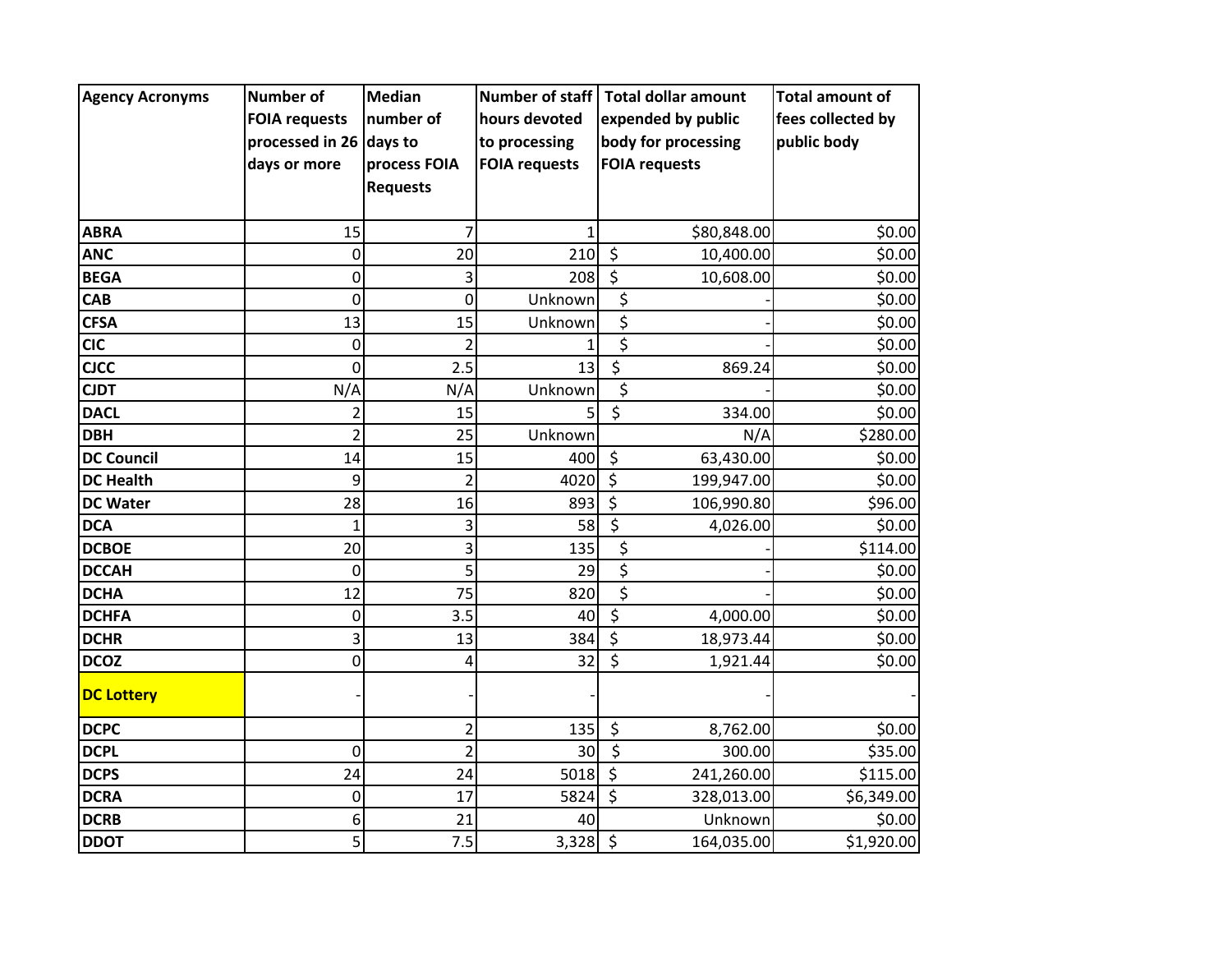| Agency Acronyms | Number of FOIA requests processed in 26 days or more | Median number of days to process FOIA Requests | Number of staff hours devoted to processing FOIA requests | Total dollar amount expended by public body for processing FOIA requests | Total amount of fees collected by public body |
|---|---|---|---|---|---|
| **ABRA** | 15 | 7 | 1 | $80,848.00 | $0.00 |
| **ANC** | 0 | 20 | 210 | $ 10,400.00 | $0.00 |
| **BEGA** | 0 | 3 | 208 | $ 10,608.00 | $0.00 |
| **CAB** | 0 | 0 | Unknown | $ - | $0.00 |
| **CFSA** | 13 | 15 | Unknown | $ - | $0.00 |
| **CIC** | 0 | 2 | 1 | $ - | $0.00 |
| **CJCC** | 0 | 2.5 | 13 | $ 869.24 | $0.00 |
| **CJDT** | N/A | N/A | Unknown | $ - | $0.00 |
| **DACL** | 2 | 15 | 5 | $ 334.00 | $0.00 |
| **DBH** | 2 | 25 | Unknown | N/A | $280.00 |
| **DC Council** | 14 | 15 | 400 | $ 63,430.00 | $0.00 |
| **DC Health** | 9 | 2 | 4020 | $ 199,947.00 | $0.00 |
| **DC Water** | 28 | 16 | 893 | $ 106,990.80 | $96.00 |
| **DCA** | 1 | 3 | 58 | $ 4,026.00 | $0.00 |
| **DCBOE** | 20 | 3 | 135 | $ - | $114.00 |
| **DCCAH** | 0 | 5 | 29 | $ - | $0.00 |
| **DCHA** | 12 | 75 | 820 | $ - | $0.00 |
| **DCHFA** | 0 | 3.5 | 40 | $ 4,000.00 | $0.00 |
| **DCHR** | 3 | 13 | 384 | $ 18,973.44 | $0.00 |
| **DCOZ** | 0 | 4 | 32 | $ 1,921.44 | $0.00 |
| **DC Lottery** | - | - | - | - | - |
| **DCPC** | | 2 | 135 | $ 8,762.00 | $0.00 |
| **DCPL** | 0 | 2 | 30 | $ 300.00 | $35.00 |
| **DCPS** | 24 | 24 | 5018 | $ 241,260.00 | $115.00 |
| **DCRA** | 0 | 17 | 5824 | $ 328,013.00 | $6,349.00 |
| **DCRB** | 6 | 21 | 40 | Unknown | $0.00 |
| **DDOT** | 5 | 7.5 | 3,328 | $ 164,035.00 | $1,920.00 |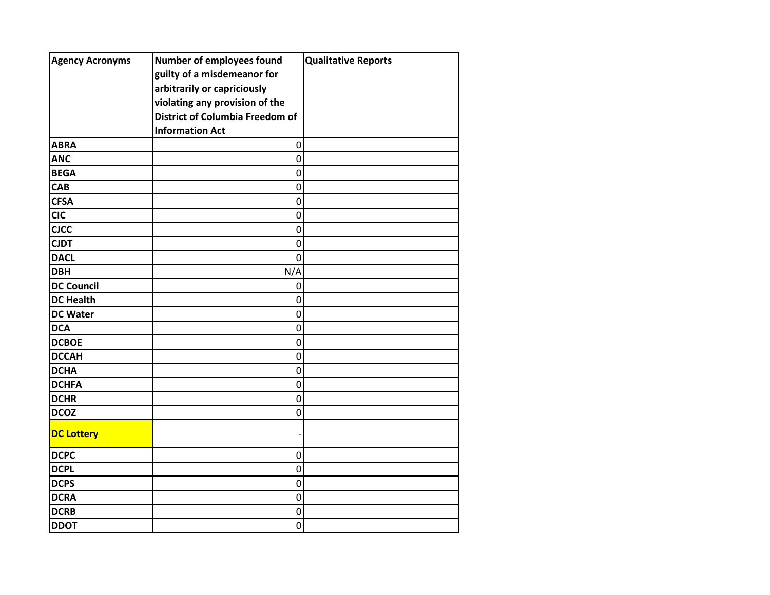| Agency Acronyms | Number of employees found guilty of a misdemeanor for arbitrarily or capriciously violating any provision of the District of Columbia Freedom of Information Act | Qualitative Reports |
|---|---|---|
| ABRA | 0 | |
| ANC | 0 | |
| BEGA | 0 | |
| CAB | 0 | |
| CFSA | 0 | |
| CIC | 0 | |
| CJCC | 0 | |
| CJDT | 0 | |
| DACL | 0 | |
| DBH | N/A | |
| DC Council | 0 | |
| DC Health | 0 | |
| DC Water | 0 | |
| DCA | 0 | |
| DCBOE | 0 | |
| DCCAH | 0 | |
| DCHA | 0 | |
| DCHFA | 0 | |
| DCHR | 0 | |
| DCOZ | 0 | |
| DC Lottery | - | |
| DCPC | 0 | |
| DCPL | 0 | |
| DCPS | 0 | |
| DCRA | 0 | |
| DCRB | 0 | |
| DDOT | 0 | |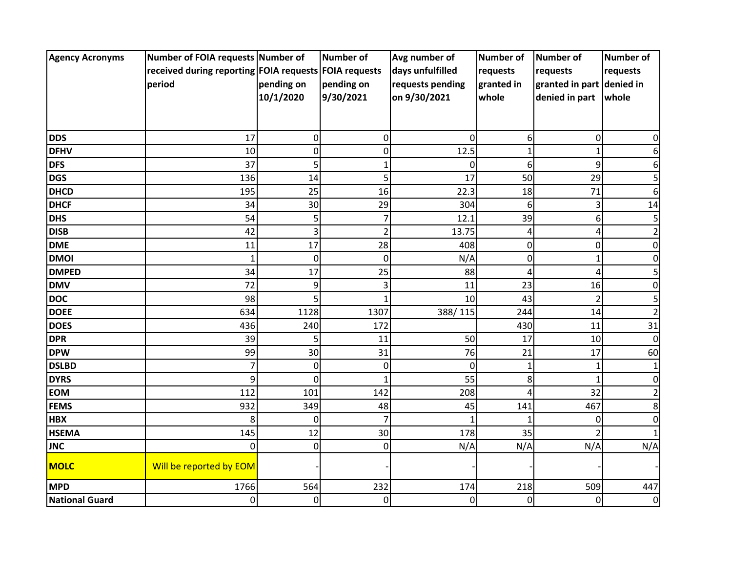| Agency Acronyms | Number of FOIA requests received during reporting period | Number of FOIA requests pending on 10/1/2020 | Number of FOIA requests pending on 9/30/2021 | Avg number of days unfulfilled requests pending on 9/30/2021 | Number of requests granted in whole | Number of requests granted in part denied in part | Number of requests denied in whole |
|---|---|---|---|---|---|---|---|
| **DDS** | 17 | 0 | 0 | 0 | 6 | 0 | 0 |
| **DFHV** | 10 | 0 | 0 | 12.5 | 1 | 1 | 6 |
| **DFS** | 37 | 5 | 1 | 0 | 6 | 9 | 6 |
| **DGS** | 136 | 14 | 5 | 17 | 50 | 29 | 5 |
| **DHCD** | 195 | 25 | 16 | 22.3 | 18 | 71 | 6 |
| **DHCF** | 34 | 30 | 29 | 304 | 6 | 3 | 14 |
| **DHS** | 54 | 5 | 7 | 12.1 | 39 | 6 | 5 |
| **DISB** | 42 | 3 | 2 | 13.75 | 4 | 4 | 2 |
| **DME** | 11 | 17 | 28 | 408 | 0 | 0 | 0 |
| **DMOI** | 1 | 0 | 0 | N/A | 0 | 1 | 0 |
| **DMPED** | 34 | 17 | 25 | 88 | 4 | 4 | 5 |
| **DMV** | 72 | 9 | 3 | 11 | 23 | 16 | 0 |
| **DOC** | 98 | 5 | 1 | 10 | 43 | 2 | 5 |
| **DOEE** | 634 | 1128 | 1307 | 388/ 115 | 244 | 14 | 2 |
| **DOES** | 436 | 240 | 172 | | 430 | 11 | 31 |
| **DPR** | 39 | 5 | 11 | 50 | 17 | 10 | 0 |
| **DPW** | 99 | 30 | 31 | 76 | 21 | 17 | 60 |
| **DSLBD** | 7 | 0 | 0 | 0 | 1 | 1 | 1 |
| **DYRS** | 9 | 0 | 1 | 55 | 8 | 1 | 0 |
| **EOM** | 112 | 101 | 142 | 208 | 4 | 32 | 2 |
| **FEMS** | 932 | 349 | 48 | 45 | 141 | 467 | 8 |
| **HBX** | 8 | 0 | 7 | 1 | 1 | 0 | 0 |
| **HSEMA** | 145 | 12 | 30 | 178 | 35 | 2 | 1 |
| **JNC** | 0 | 0 | 0 | N/A | N/A | N/A | N/A |
| **MOLC** | Will be reported by EOM | - | - | - | - | - | - |
| **MPD** | 1766 | 564 | 232 | 174 | 218 | 509 | 447 |
| **National Guard** | 0 | 0 | 0 | 0 | 0 | 0 | 0 |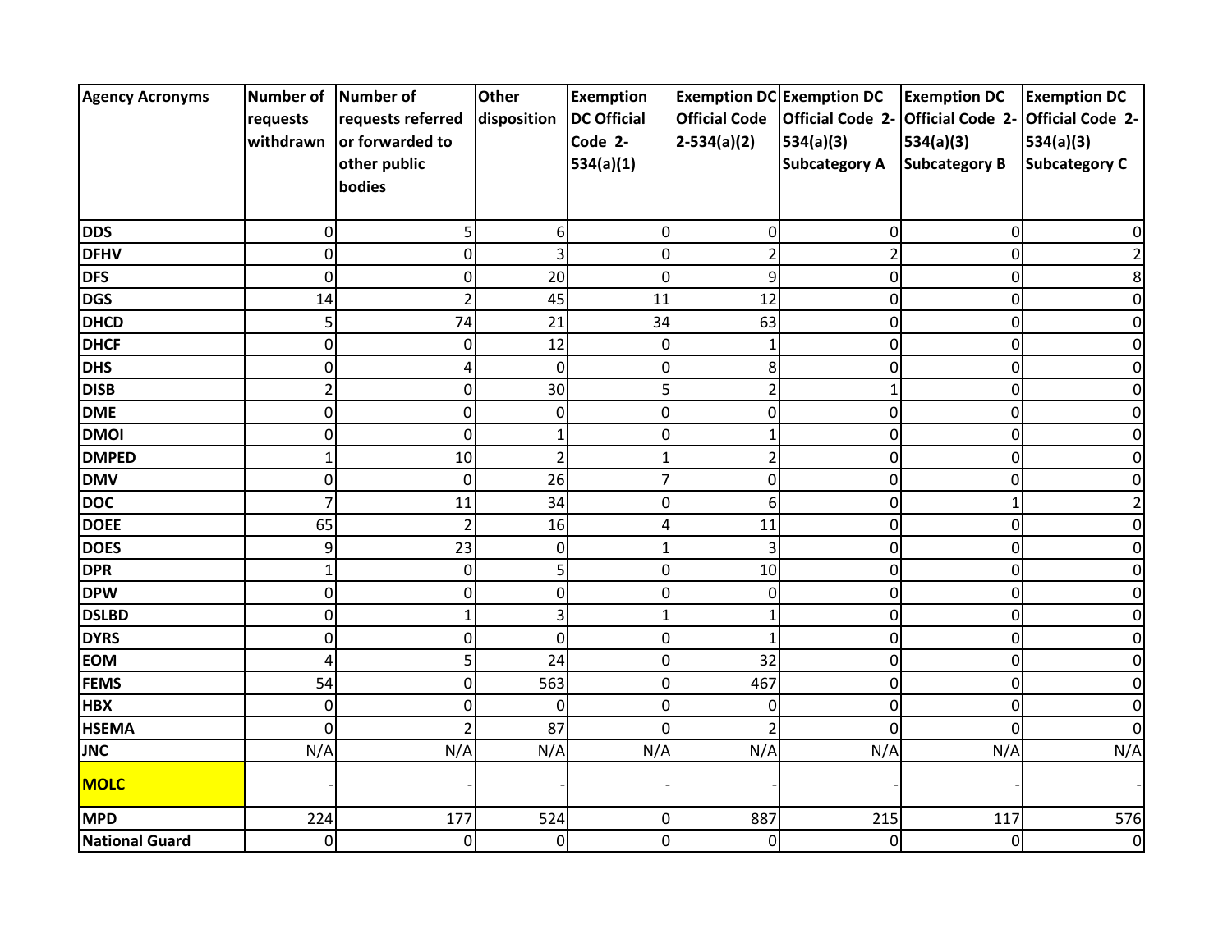| Agency Acronyms | Number of requests withdrawn | Number of requests referred or forwarded to other public bodies | Other disposition | Exemption DC Official Code 2-534(a)(1) | Exemption DC Official Code 2-534(a)(2) | Exemption DC Official Code 2-534(a)(3) Subcategory A | Exemption DC Official Code 2-534(a)(3) Subcategory B | Exemption DC Official Code 2-534(a)(3) Subcategory C |
|---|---|---|---|---|---|---|---|---|
| DDS | 0 | 5 | 6 | 0 | 0 | 0 | 0 | 0 |
| DFHV | 0 | 0 | 3 | 0 | 2 | 2 | 0 | 2 |
| DFS | 0 | 0 | 20 | 0 | 9 | 0 | 0 | 8 |
| DGS | 14 | 2 | 45 | 11 | 12 | 0 | 0 | 0 |
| DHCD | 5 | 74 | 21 | 34 | 63 | 0 | 0 | 0 |
| DHCF | 0 | 0 | 12 | 0 | 1 | 0 | 0 | 0 |
| DHS | 0 | 4 | 0 | 0 | 8 | 0 | 0 | 0 |
| DISB | 2 | 0 | 30 | 5 | 2 | 1 | 0 | 0 |
| DME | 0 | 0 | 0 | 0 | 0 | 0 | 0 | 0 |
| DMOI | 0 | 0 | 1 | 0 | 1 | 0 | 0 | 0 |
| DMPED | 1 | 10 | 2 | 1 | 2 | 0 | 0 | 0 |
| DMV | 0 | 0 | 26 | 7 | 0 | 0 | 0 | 0 |
| DOC | 7 | 11 | 34 | 0 | 6 | 0 | 1 | 2 |
| DOEE | 65 | 2 | 16 | 4 | 11 | 0 | 0 | 0 |
| DOES | 9 | 23 | 0 | 1 | 3 | 0 | 0 | 0 |
| DPR | 1 | 0 | 5 | 0 | 10 | 0 | 0 | 0 |
| DPW | 0 | 0 | 0 | 0 | 0 | 0 | 0 | 0 |
| DSLBD | 0 | 1 | 3 | 1 | 1 | 0 | 0 | 0 |
| DYRS | 0 | 0 | 0 | 0 | 1 | 0 | 0 | 0 |
| EOM | 4 | 5 | 24 | 0 | 32 | 0 | 0 | 0 |
| FEMS | 54 | 0 | 563 | 0 | 467 | 0 | 0 | 0 |
| HBX | 0 | 0 | 0 | 0 | 0 | 0 | 0 | 0 |
| HSEMA | 0 | 2 | 87 | 0 | 2 | 0 | 0 | 0 |
| JNC | N/A | N/A | N/A | N/A | N/A | N/A | N/A | N/A |
| MOLC | - | - | - | - | - | - | - | - |
| MPD | 224 | 177 | 524 | 0 | 887 | 215 | 117 | 576 |
| National Guard | 0 | 0 | 0 | 0 | 0 | 0 | 0 | 0 |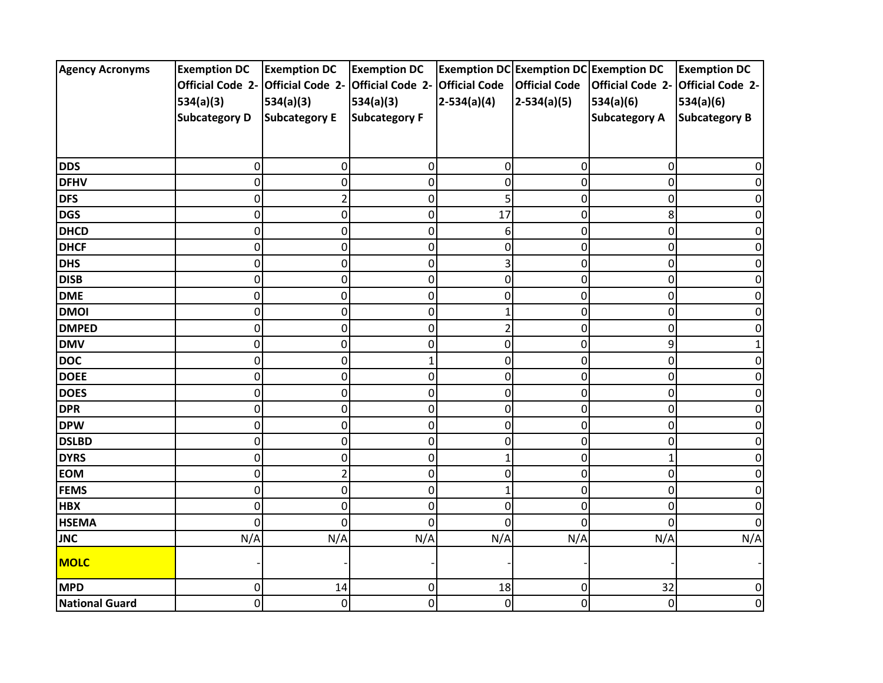| Agency Acronyms | Exemption DC Official Code 2-534(a)(3) Subcategory D | Exemption DC Official Code 2-534(a)(3) Subcategory E | Exemption DC Official Code 2-534(a)(3) Subcategory F | Exemption DC Official Code 2-534(a)(4) | Exemption DC Official Code 2-534(a)(5) | Exemption DC Official Code 2-534(a)(6) Subcategory A | Exemption DC Official Code 2-534(a)(6) Subcategory B |
|---|---|---|---|---|---|---|---|
| **DDS** | 0 | 0 | 0 | 0 | 0 | 0 | 0 |
| **DFHV** | 0 | 0 | 0 | 0 | 0 | 0 | 0 |
| **DFS** | 0 | 2 | 0 | 5 | 0 | 0 | 0 |
| **DGS** | 0 | 0 | 0 | 17 | 0 | 8 | 0 |
| **DHCD** | 0 | 0 | 0 | 6 | 0 | 0 | 0 |
| **DHCF** | 0 | 0 | 0 | 0 | 0 | 0 | 0 |
| **DHS** | 0 | 0 | 0 | 3 | 0 | 0 | 0 |
| **DISB** | 0 | 0 | 0 | 0 | 0 | 0 | 0 |
| **DME** | 0 | 0 | 0 | 0 | 0 | 0 | 0 |
| **DMOI** | 0 | 0 | 0 | 1 | 0 | 0 | 0 |
| **DMPED** | 0 | 0 | 0 | 2 | 0 | 0 | 0 |
| **DMV** | 0 | 0 | 0 | 0 | 0 | 9 | 1 |
| **DOC** | 0 | 0 | 1 | 0 | 0 | 0 | 0 |
| **DOEE** | 0 | 0 | 0 | 0 | 0 | 0 | 0 |
| **DOES** | 0 | 0 | 0 | 0 | 0 | 0 | 0 |
| **DPR** | 0 | 0 | 0 | 0 | 0 | 0 | 0 |
| **DPW** | 0 | 0 | 0 | 0 | 0 | 0 | 0 |
| **DSLBD** | 0 | 0 | 0 | 0 | 0 | 0 | 0 |
| **DYRS** | 0 | 0 | 0 | 1 | 0 | 1 | 0 |
| **EOM** | 0 | 2 | 0 | 0 | 0 | 0 | 0 |
| **FEMS** | 0 | 0 | 0 | 1 | 0 | 0 | 0 |
| **HBX** | 0 | 0 | 0 | 0 | 0 | 0 | 0 |
| **HSEMA** | 0 | 0 | 0 | 0 | 0 | 0 | 0 |
| **JNC** | N/A | N/A | N/A | N/A | N/A | N/A | N/A |
| **MOLC** | - | - | - | - | - | - | - |
| **MPD** | 0 | 14 | 0 | 18 | 0 | 32 | 0 |
| **National Guard** | 0 | 0 | 0 | 0 | 0 | 0 | 0 |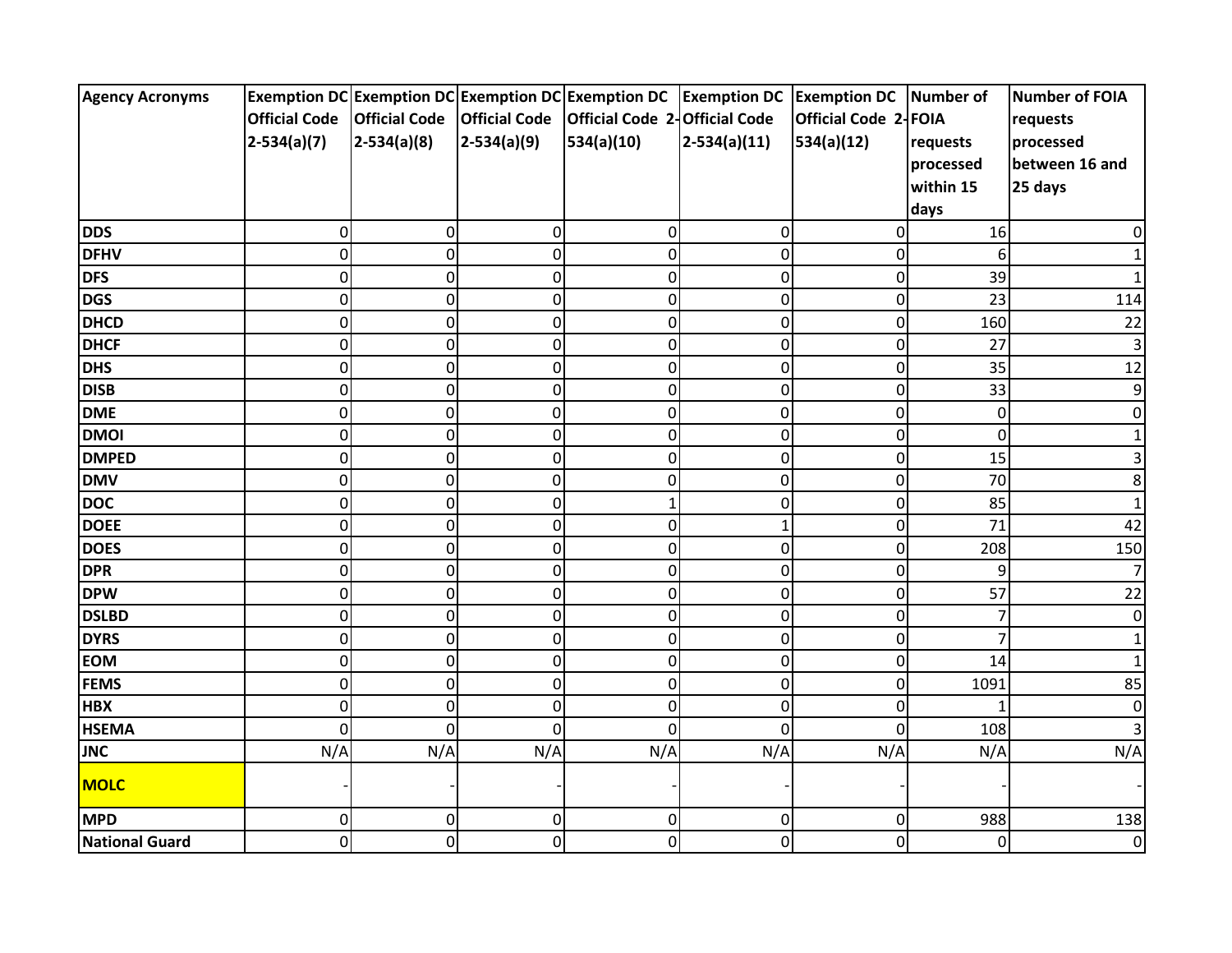| Agency Acronyms | Exemption DC Official Code 2-534(a)(7) | Exemption DC Official Code 2-534(a)(8) | Exemption DC Official Code 2-534(a)(9) | Exemption DC Official Code 2-534(a)(10) | Exemption DC Official Code 2-534(a)(11) | Exemption DC Official Code 2-534(a)(12) | Number of FOIA requests processed within 15 days | Number of FOIA requests processed between 16 and 25 days |
|---|---|---|---|---|---|---|---|---|
| **DDS** | 0 | 0 | 0 | 0 | 0 | 0 | 16 | 0 |
| **DFHV** | 0 | 0 | 0 | 0 | 0 | 0 | 6 | 1 |
| **DFS** | 0 | 0 | 0 | 0 | 0 | 0 | 39 | 1 |
| **DGS** | 0 | 0 | 0 | 0 | 0 | 0 | 23 | 114 |
| **DHCD** | 0 | 0 | 0 | 0 | 0 | 0 | 160 | 22 |
| **DHCF** | 0 | 0 | 0 | 0 | 0 | 0 | 27 | 3 |
| **DHS** | 0 | 0 | 0 | 0 | 0 | 0 | 35 | 12 |
| **DISB** | 0 | 0 | 0 | 0 | 0 | 0 | 33 | 9 |
| **DME** | 0 | 0 | 0 | 0 | 0 | 0 | 0 | 0 |
| **DMOI** | 0 | 0 | 0 | 0 | 0 | 0 | 0 | 1 |
| **DMPED** | 0 | 0 | 0 | 0 | 0 | 0 | 15 | 3 |
| **DMV** | 0 | 0 | 0 | 0 | 0 | 0 | 70 | 8 |
| **DOC** | 0 | 0 | 0 | 1 | 0 | 0 | 85 | 1 |
| **DOEE** | 0 | 0 | 0 | 0 | 1 | 0 | 71 | 42 |
| **DOES** | 0 | 0 | 0 | 0 | 0 | 0 | 208 | 150 |
| **DPR** | 0 | 0 | 0 | 0 | 0 | 0 | 9 | 7 |
| **DPW** | 0 | 0 | 0 | 0 | 0 | 0 | 57 | 22 |
| **DSLBD** | 0 | 0 | 0 | 0 | 0 | 0 | 7 | 0 |
| **DYRS** | 0 | 0 | 0 | 0 | 0 | 0 | 7 | 1 |
| **EOM** | 0 | 0 | 0 | 0 | 0 | 0 | 14 | 1 |
| **FEMS** | 0 | 0 | 0 | 0 | 0 | 0 | 1091 | 85 |
| **HBX** | 0 | 0 | 0 | 0 | 0 | 0 | 1 | 0 |
| **HSEMA** | 0 | 0 | 0 | 0 | 0 | 0 | 108 | 3 |
| **JNC** | N/A | N/A | N/A | N/A | N/A | N/A | N/A | N/A |
| **MOLC** | - | - | - | - | - | - | - | - |
| **MPD** | 0 | 0 | 0 | 0 | 0 | 0 | 988 | 138 |
| **National Guard** | 0 | 0 | 0 | 0 | 0 | 0 | 0 | 0 |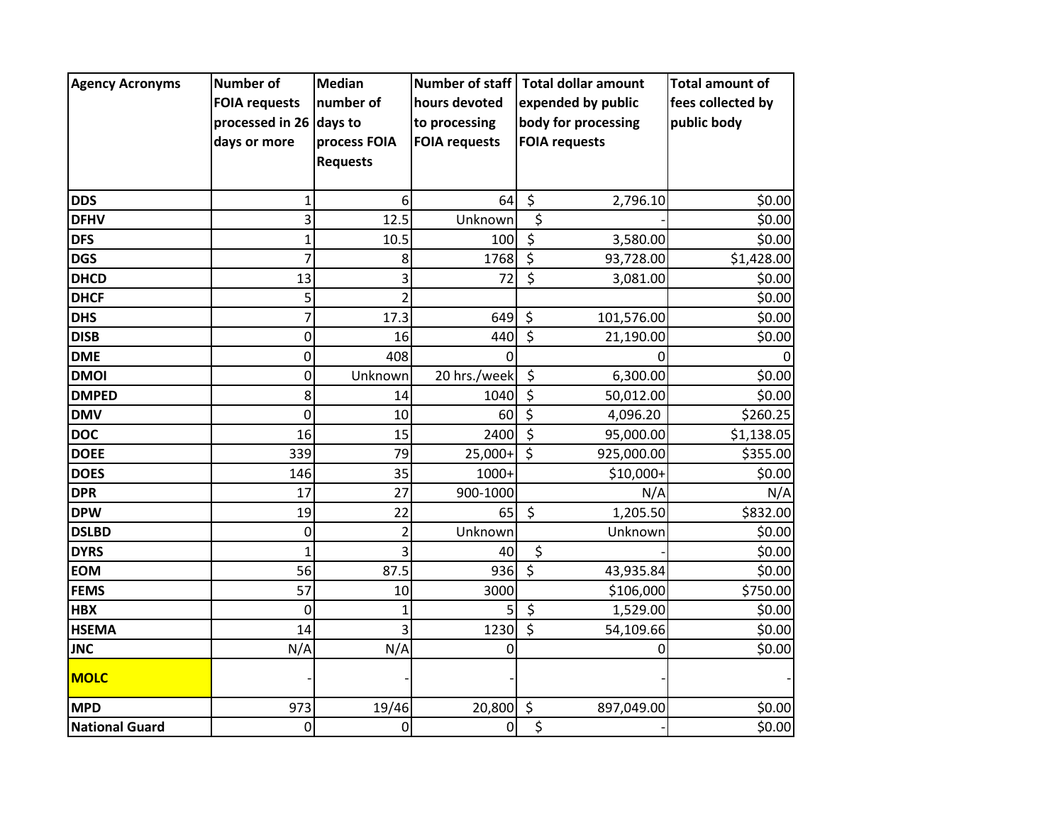| Agency Acronyms | Number of FOIA requests processed in 26 days or more | Median number of days to process FOIA Requests | Number of staff hours devoted to processing FOIA requests | Total dollar amount expended by public body for processing FOIA requests | Total amount of fees collected by public body |
|---|---|---|---|---|---|
| DDS | 1 | 6 | 64 | $ 2,796.10 | $0.00 |
| DFHV | 3 | 12.5 | Unknown | $ - | $0.00 |
| DFS | 1 | 10.5 | 100 | $ 3,580.00 | $0.00 |
| DGS | 7 | 8 | 1768 | $ 93,728.00 | $1,428.00 |
| DHCD | 13 | 3 | 72 | $ 3,081.00 | $0.00 |
| DHCF | 5 | 2 | | | $0.00 |
| DHS | 7 | 17.3 | 649 | $ 101,576.00 | $0.00 |
| DISB | 0 | 16 | 440 | $ 21,190.00 | $0.00 |
| DME | 0 | 408 | 0 | 0 | 0 |
| DMOI | 0 | Unknown | 20 hrs./week | $ 6,300.00 | $0.00 |
| DMPED | 8 | 14 | 1040 | $ 50,012.00 | $0.00 |
| DMV | 0 | 10 | 60 | $ 4,096.20 | $260.25 |
| DOC | 16 | 15 | 2400 | $ 95,000.00 | $1,138.05 |
| DOEE | 339 | 79 | 25,000+ | $ 925,000.00 | $355.00 |
| DOES | 146 | 35 | 1000+ | $10,000+ | $0.00 |
| DPR | 17 | 27 | 900-1000 | N/A | N/A |
| DPW | 19 | 22 | 65 | $ 1,205.50 | $832.00 |
| DSLBD | 0 | 2 | Unknown | Unknown | $0.00 |
| DYRS | 1 | 3 | 40 | $ - | $0.00 |
| EOM | 56 | 87.5 | 936 | $ 43,935.84 | $0.00 |
| FEMS | 57 | 10 | 3000 | $106,000 | $750.00 |
| HBX | 0 | 1 | 5 | $ 1,529.00 | $0.00 |
| HSEMA | 14 | 3 | 1230 | $ 54,109.66 | $0.00 |
| JNC | N/A | N/A | 0 | 0 | $0.00 |
| MOLC | - | - | - | - | - |
| MPD | 973 | 19/46 | 20,800 | $ 897,049.00 | $0.00 |
| National Guard | 0 | 0 | 0 | $ - | $0.00 |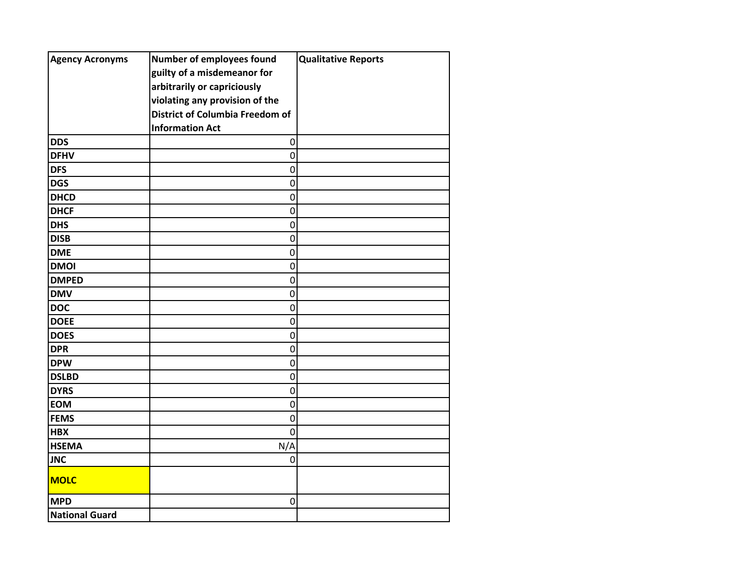| Agency Acronyms | Number of employees found guilty of a misdemeanor for arbitrarily or capriciously violating any provision of the District of Columbia Freedom of Information Act | Qualitative Reports |
|---|---|---|
| DDS | 0 | |
| DFHV | 0 | |
| DFS | 0 | |
| DGS | 0 | |
| DHCD | 0 | |
| DHCF | 0 | |
| DHS | 0 | |
| DISB | 0 | |
| DME | 0 | |
| DMOI | 0 | |
| DMPED | 0 | |
| DMV | 0 | |
| DOC | 0 | |
| DOEE | 0 | |
| DOES | 0 | |
| DPR | 0 | |
| DPW | 0 | |
| DSLBD | 0 | |
| DYRS | 0 | |
| EOM | 0 | |
| FEMS | 0 | |
| HBX | 0 | |
| HSEMA | N/A | |
| JNC | 0 | |
| MOLC | | |
| MPD | 0 | |
| National Guard | | |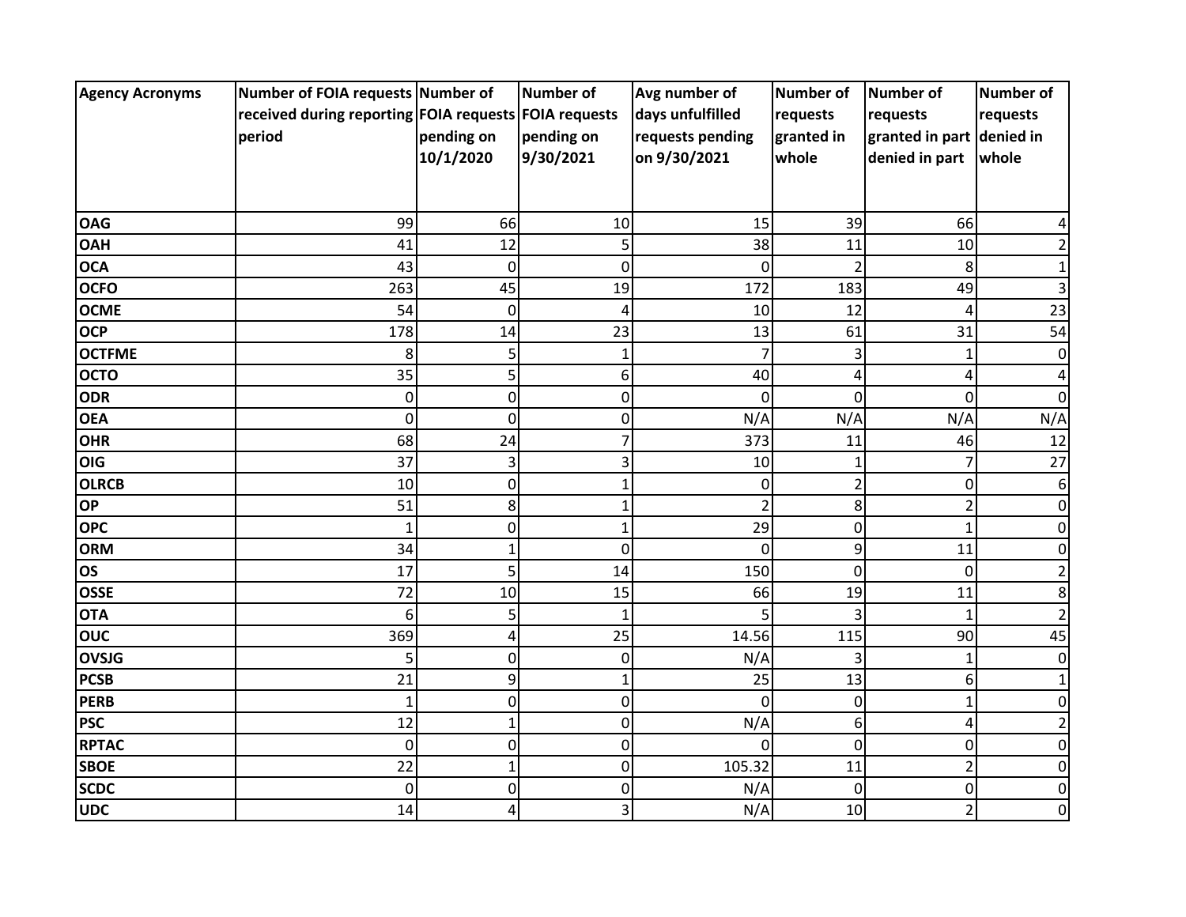| Agency Acronyms | Number of FOIA requests received during reporting period | Number of FOIA requests pending on 10/1/2020 | Number of FOIA requests pending on 9/30/2021 | Avg number of days unfulfilled requests pending on 9/30/2021 | Number of requests granted in whole | Number of requests granted in part denied in part | Number of requests denied in whole |
|---|---|---|---|---|---|---|---|
| **OAG** | 99 | 66 | 10 | 15 | 39 | 66 | 4 |
| **OAH** | 41 | 12 | 5 | 38 | 11 | 10 | 2 |
| **OCA** | 43 | 0 | 0 | 0 | 2 | 8 | 1 |
| **OCFO** | 263 | 45 | 19 | 172 | 183 | 49 | 3 |
| **OCME** | 54 | 0 | 4 | 10 | 12 | 4 | 23 |
| **OCP** | 178 | 14 | 23 | 13 | 61 | 31 | 54 |
| **OCTFME** | 8 | 5 | 1 | 7 | 3 | 1 | 0 |
| **OCTO** | 35 | 5 | 6 | 40 | 4 | 4 | 4 |
| **ODR** | 0 | 0 | 0 | 0 | 0 | 0 | 0 |
| **OEA** | 0 | 0 | 0 | N/A | N/A | N/A | N/A |
| **OHR** | 68 | 24 | 7 | 373 | 11 | 46 | 12 |
| **OIG** | 37 | 3 | 3 | 10 | 1 | 7 | 27 |
| **OLRCB** | 10 | 0 | 1 | 0 | 2 | 0 | 6 |
| **OP** | 51 | 8 | 1 | 2 | 8 | 2 | 0 |
| **OPC** | 1 | 0 | 1 | 29 | 0 | 1 | 0 |
| **ORM** | 34 | 1 | 0 | 0 | 9 | 11 | 0 |
| **OS** | 17 | 5 | 14 | 150 | 0 | 0 | 2 |
| **OSSE** | 72 | 10 | 15 | 66 | 19 | 11 | 8 |
| **OTA** | 6 | 5 | 1 | 5 | 3 | 1 | 2 |
| **OUC** | 369 | 4 | 25 | 14.56 | 115 | 90 | 45 |
| **OVSJG** | 5 | 0 | 0 | N/A | 3 | 1 | 0 |
| **PCSB** | 21 | 9 | 1 | 25 | 13 | 6 | 1 |
| **PERB** | 1 | 0 | 0 | 0 | 0 | 1 | 0 |
| **PSC** | 12 | 1 | 0 | N/A | 6 | 4 | 2 |
| **RPTAC** | 0 | 0 | 0 | 0 | 0 | 0 | 0 |
| **SBOE** | 22 | 1 | 0 | 105.32 | 11 | 2 | 0 |
| **SCDC** | 0 | 0 | 0 | N/A | 0 | 0 | 0 |
| **UDC** | 14 | 4 | 3 | N/A | 10 | 2 | 0 |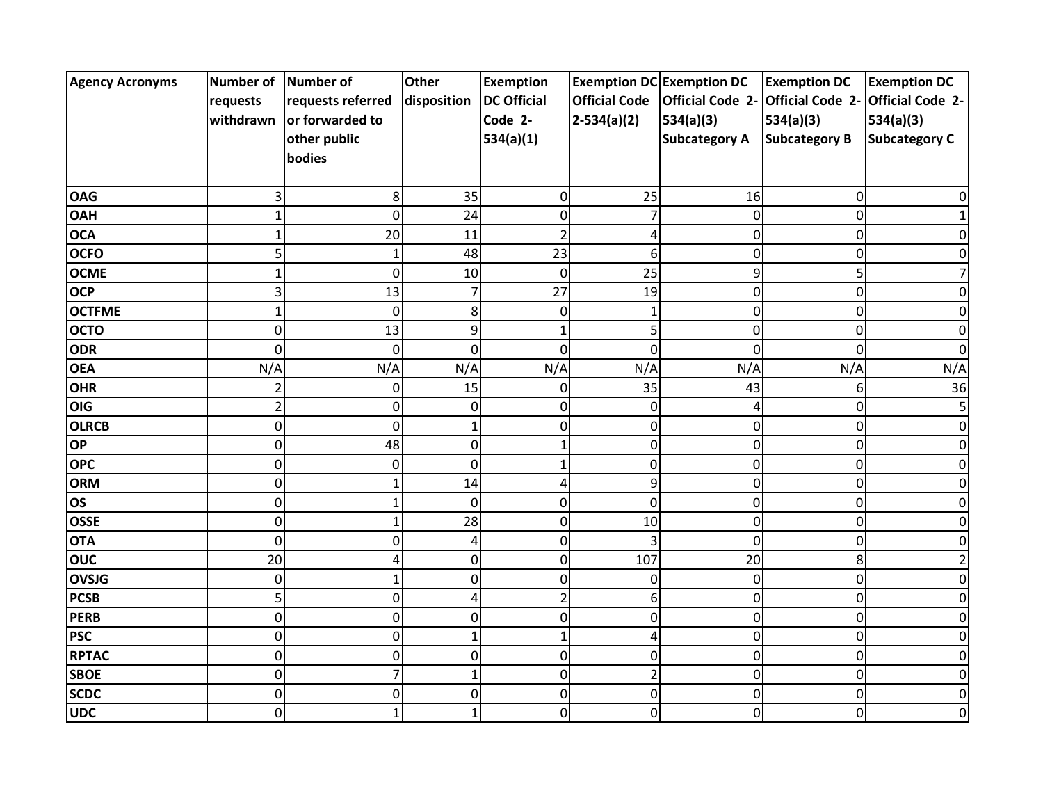| Agency Acronyms | Number of requests withdrawn | Number of requests referred or forwarded to other public bodies | Other disposition | Exemption DC Official Code 2-534(a)(1) | Exemption DC Official Code 2-534(a)(2) | Exemption DC Official Code 2-534(a)(3) Subcategory A | Exemption DC Official Code 2-534(a)(3) Subcategory B | Exemption DC Official Code 2-534(a)(3) Subcategory C |
|---|---|---|---|---|---|---|---|---|
| **OAG** | 3 | 8 | 35 | 0 | 25 | 16 | 0 | 0 |
| **OAH** | 1 | 0 | 24 | 0 | 7 | 0 | 0 | 1 |
| **OCA** | 1 | 20 | 11 | 2 | 4 | 0 | 0 | 0 |
| **OCFO** | 5 | 1 | 48 | 23 | 6 | 0 | 0 | 0 |
| **OCME** | 1 | 0 | 10 | 0 | 25 | 9 | 5 | 7 |
| **OCP** | 3 | 13 | 7 | 27 | 19 | 0 | 0 | 0 |
| **OCTFME** | 1 | 0 | 8 | 0 | 1 | 0 | 0 | 0 |
| **OCTO** | 0 | 13 | 9 | 1 | 5 | 0 | 0 | 0 |
| **ODR** | 0 | 0 | 0 | 0 | 0 | 0 | 0 | 0 |
| **OEA** | N/A | N/A | N/A | N/A | N/A | N/A | N/A | N/A |
| **OHR** | 2 | 0 | 15 | 0 | 35 | 43 | 6 | 36 |
| **OIG** | 2 | 0 | 0 | 0 | 0 | 4 | 0 | 5 |
| **OLRCB** | 0 | 0 | 1 | 0 | 0 | 0 | 0 | 0 |
| **OP** | 0 | 48 | 0 | 1 | 0 | 0 | 0 | 0 |
| **OPC** | 0 | 0 | 0 | 1 | 0 | 0 | 0 | 0 |
| **ORM** | 0 | 1 | 14 | 4 | 9 | 0 | 0 | 0 |
| **OS** | 0 | 1 | 0 | 0 | 0 | 0 | 0 | 0 |
| **OSSE** | 0 | 1 | 28 | 0 | 10 | 0 | 0 | 0 |
| **OTA** | 0 | 0 | 4 | 0 | 3 | 0 | 0 | 0 |
| **OUC** | 20 | 4 | 0 | 0 | 107 | 20 | 8 | 2 |
| **OVSJG** | 0 | 1 | 0 | 0 | 0 | 0 | 0 | 0 |
| **PCSB** | 5 | 0 | 4 | 2 | 6 | 0 | 0 | 0 |
| **PERB** | 0 | 0 | 0 | 0 | 0 | 0 | 0 | 0 |
| **PSC** | 0 | 0 | 1 | 1 | 4 | 0 | 0 | 0 |
| **RPTAC** | 0 | 0 | 0 | 0 | 0 | 0 | 0 | 0 |
| **SBOE** | 0 | 7 | 1 | 0 | 2 | 0 | 0 | 0 |
| **SCDC** | 0 | 0 | 0 | 0 | 0 | 0 | 0 | 0 |
| **UDC** | 0 | 1 | 1 | 0 | 0 | 0 | 0 | 0 |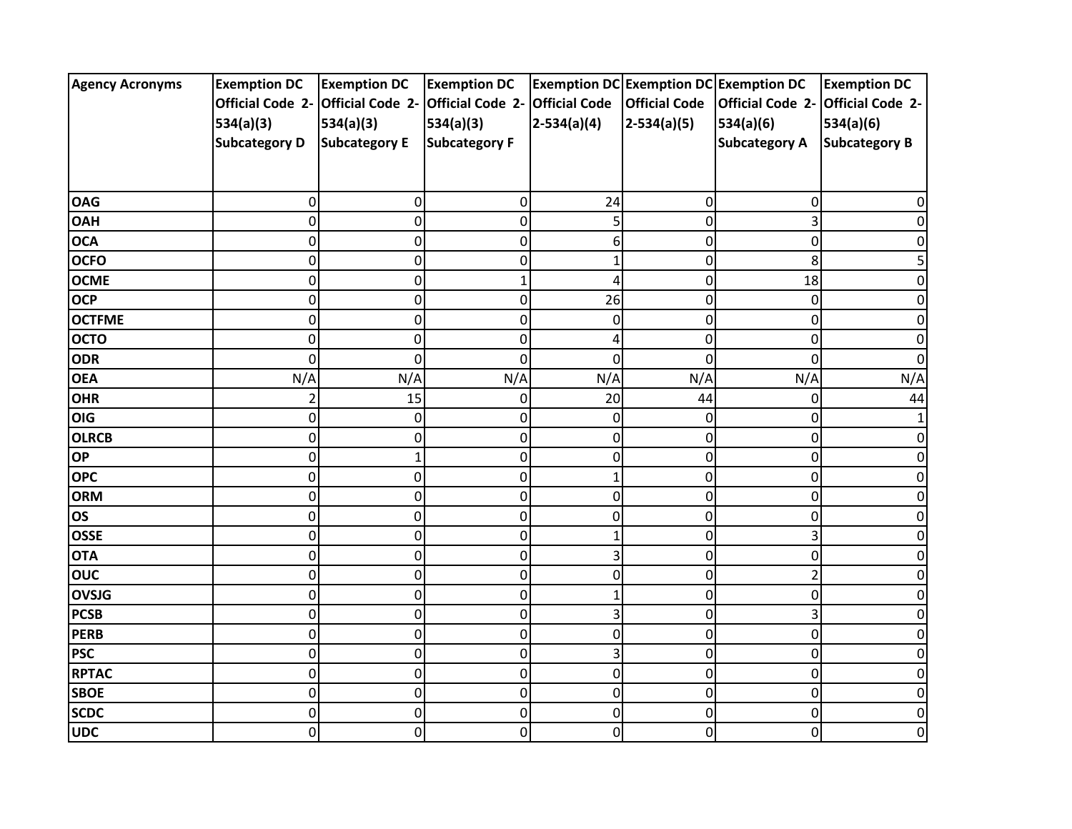| Agency Acronyms | Exemption DC Official Code 2-534(a)(3) Subcategory D | Exemption DC Official Code 2-534(a)(3) Subcategory E | Exemption DC Official Code 2-534(a)(3) Subcategory F | Exemption DC Official Code 2-534(a)(4) | Exemption DC Official Code 2-534(a)(5) | Exemption DC Official Code 2-534(a)(6) Subcategory A | Exemption DC Official Code 2-534(a)(6) Subcategory B |
|---|---|---|---|---|---|---|---|
| **OAG** | 0 | 0 | 0 | 24 | 0 | 0 | 0 |
| **OAH** | 0 | 0 | 0 | 5 | 0 | 3 | 0 |
| **OCA** | 0 | 0 | 0 | 6 | 0 | 0 | 0 |
| **OCFO** | 0 | 0 | 0 | 1 | 0 | 8 | 5 |
| **OCME** | 0 | 0 | 1 | 4 | 0 | 18 | 0 |
| **OCP** | 0 | 0 | 0 | 26 | 0 | 0 | 0 |
| **OCTFME** | 0 | 0 | 0 | 0 | 0 | 0 | 0 |
| **OCTO** | 0 | 0 | 0 | 4 | 0 | 0 | 0 |
| **ODR** | 0 | 0 | 0 | 0 | 0 | 0 | 0 |
| **OEA** | N/A | N/A | N/A | N/A | N/A | N/A | N/A |
| **OHR** | 2 | 15 | 0 | 20 | 44 | 0 | 44 |
| **OIG** | 0 | 0 | 0 | 0 | 0 | 0 | 1 |
| **OLRCB** | 0 | 0 | 0 | 0 | 0 | 0 | 0 |
| **OP** | 0 | 1 | 0 | 0 | 0 | 0 | 0 |
| **OPC** | 0 | 0 | 0 | 1 | 0 | 0 | 0 |
| **ORM** | 0 | 0 | 0 | 0 | 0 | 0 | 0 |
| **OS** | 0 | 0 | 0 | 0 | 0 | 0 | 0 |
| **OSSE** | 0 | 0 | 0 | 1 | 0 | 3 | 0 |
| **OTA** | 0 | 0 | 0 | 3 | 0 | 0 | 0 |
| **OUC** | 0 | 0 | 0 | 0 | 0 | 2 | 0 |
| **OVSJG** | 0 | 0 | 0 | 1 | 0 | 0 | 0 |
| **PCSB** | 0 | 0 | 0 | 3 | 0 | 3 | 0 |
| **PERB** | 0 | 0 | 0 | 0 | 0 | 0 | 0 |
| **PSC** | 0 | 0 | 0 | 3 | 0 | 0 | 0 |
| **RPTAC** | 0 | 0 | 0 | 0 | 0 | 0 | 0 |
| **SBOE** | 0 | 0 | 0 | 0 | 0 | 0 | 0 |
| **SCDC** | 0 | 0 | 0 | 0 | 0 | 0 | 0 |
| **UDC** | 0 | 0 | 0 | 0 | 0 | 0 | 0 |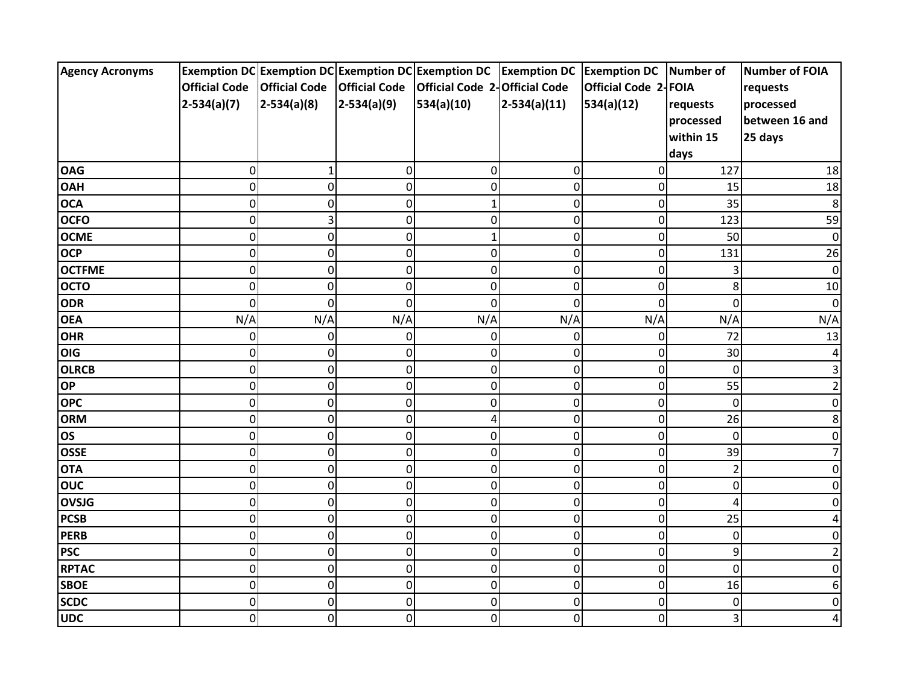| Agency Acronyms | Exemption DC Official Code 2-534(a)(7) | Exemption DC Official Code 2-534(a)(8) | Exemption DC Official Code 2-534(a)(9) | Exemption DC Official Code 2-534(a)(10) | Exemption DC Official Code 2-534(a)(11) | Exemption DC Official Code 2-534(a)(12) | Number of FOIA requests processed within 15 days | Number of FOIA requests processed between 16 and 25 days |
|---|---|---|---|---|---|---|---|---|
| **OAG** | 0 | 1 | 0 | 0 | 0 | 0 | 127 | 18 |
| **OAH** | 0 | 0 | 0 | 0 | 0 | 0 | 15 | 18 |
| **OCA** | 0 | 0 | 0 | 1 | 0 | 0 | 35 | 8 |
| **OCFO** | 0 | 3 | 0 | 0 | 0 | 0 | 123 | 59 |
| **OCME** | 0 | 0 | 0 | 1 | 0 | 0 | 50 | 0 |
| **OCP** | 0 | 0 | 0 | 0 | 0 | 0 | 131 | 26 |
| **OCTFME** | 0 | 0 | 0 | 0 | 0 | 0 | 3 | 0 |
| **OCTO** | 0 | 0 | 0 | 0 | 0 | 0 | 8 | 10 |
| **ODR** | 0 | 0 | 0 | 0 | 0 | 0 | 0 | 0 |
| **OEA** | N/A | N/A | N/A | N/A | N/A | N/A | N/A | N/A |
| **OHR** | 0 | 0 | 0 | 0 | 0 | 0 | 72 | 13 |
| **OIG** | 0 | 0 | 0 | 0 | 0 | 0 | 30 | 4 |
| **OLRCB** | 0 | 0 | 0 | 0 | 0 | 0 | 0 | 3 |
| **OP** | 0 | 0 | 0 | 0 | 0 | 0 | 55 | 2 |
| **OPC** | 0 | 0 | 0 | 0 | 0 | 0 | 0 | 0 |
| **ORM** | 0 | 0 | 0 | 4 | 0 | 0 | 26 | 8 |
| **OS** | 0 | 0 | 0 | 0 | 0 | 0 | 0 | 0 |
| **OSSE** | 0 | 0 | 0 | 0 | 0 | 0 | 39 | 7 |
| **OTA** | 0 | 0 | 0 | 0 | 0 | 0 | 2 | 0 |
| **OUC** | 0 | 0 | 0 | 0 | 0 | 0 | 0 | 0 |
| **OVSJG** | 0 | 0 | 0 | 0 | 0 | 0 | 4 | 0 |
| **PCSB** | 0 | 0 | 0 | 0 | 0 | 0 | 25 | 4 |
| **PERB** | 0 | 0 | 0 | 0 | 0 | 0 | 0 | 0 |
| **PSC** | 0 | 0 | 0 | 0 | 0 | 0 | 9 | 2 |
| **RPTAC** | 0 | 0 | 0 | 0 | 0 | 0 | 0 | 0 |
| **SBOE** | 0 | 0 | 0 | 0 | 0 | 0 | 16 | 6 |
| **SCDC** | 0 | 0 | 0 | 0 | 0 | 0 | 0 | 0 |
| **UDC** | 0 | 0 | 0 | 0 | 0 | 0 | 3 | 4 |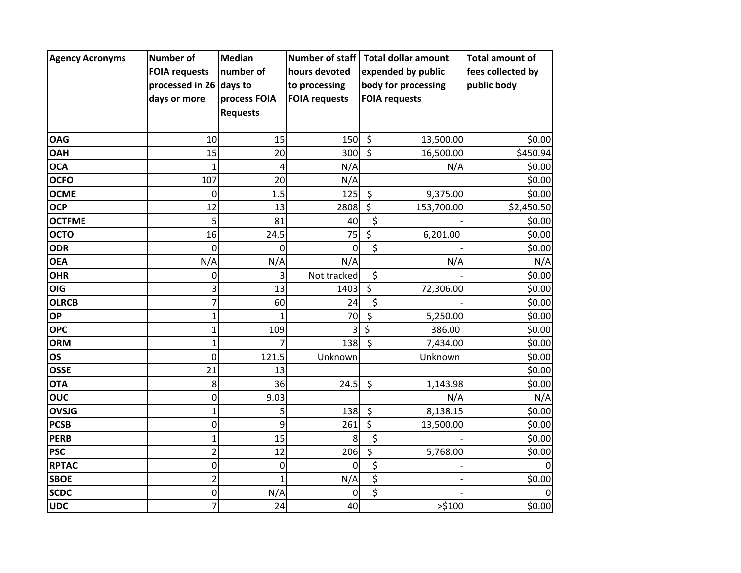| Agency Acronyms | Number of FOIA requests processed in 26 days or more | Median number of days to process FOIA Requests | Number of staff hours devoted to processing FOIA requests | Total dollar amount expended by public body for processing FOIA requests | Total amount of fees collected by public body |
|---|---|---|---|---|---|
| **OAG** | 10 | 15 | 150 | $ 13,500.00 | $0.00 |
| **OAH** | 15 | 20 | 300 | $ 16,500.00 | $450.94 |
| **OCA** | 1 | 4 | N/A | N/A | $0.00 |
| **OCFO** | 107 | 20 | N/A | | $0.00 |
| **OCME** | 0 | 1.5 | 125 | $ 9,375.00 | $0.00 |
| **OCP** | 12 | 13 | 2808 | $ 153,700.00 | $2,450.50 |
| **OCTFME** | 5 | 81 | 40 | $ - | $0.00 |
| **OCTO** | 16 | 24.5 | 75 | $ 6,201.00 | $0.00 |
| **ODR** | 0 | 0 | 0 | $ - | $0.00 |
| **OEA** | N/A | N/A | N/A | N/A | N/A |
| **OHR** | 0 | 3 | Not tracked | $ - | $0.00 |
| **OIG** | 3 | 13 | 1403 | $ 72,306.00 | $0.00 |
| **OLRCB** | 7 | 60 | 24 | $ - | $0.00 |
| **OP** | 1 | 1 | 70 | $ 5,250.00 | $0.00 |
| **OPC** | 1 | 109 | 3 | $ 386.00 | $0.00 |
| **ORM** | 1 | 7 | 138 | $ 7,434.00 | $0.00 |
| **OS** | 0 | 121.5 | Unknown | Unknown | $0.00 |
| **OSSE** | 21 | 13 | | | $0.00 |
| **OTA** | 8 | 36 | 24.5 | $ 1,143.98 | $0.00 |
| **OUC** | 0 | 9.03 | | N/A | N/A |
| **OVSJG** | 1 | 5 | 138 | $ 8,138.15 | $0.00 |
| **PCSB** | 0 | 9 | 261 | $ 13,500.00 | $0.00 |
| **PERB** | 1 | 15 | 8 | $ - | $0.00 |
| **PSC** | 2 | 12 | 206 | $ 5,768.00 | $0.00 |
| **RPTAC** | 0 | 0 | 0 | $ - | 0 |
| **SBOE** | 2 | 1 | N/A | $ - | $0.00 |
| **SCDC** | 0 | N/A | 0 | $ - | 0 |
| **UDC** | 7 | 24 | 40 | >$100 | $0.00 |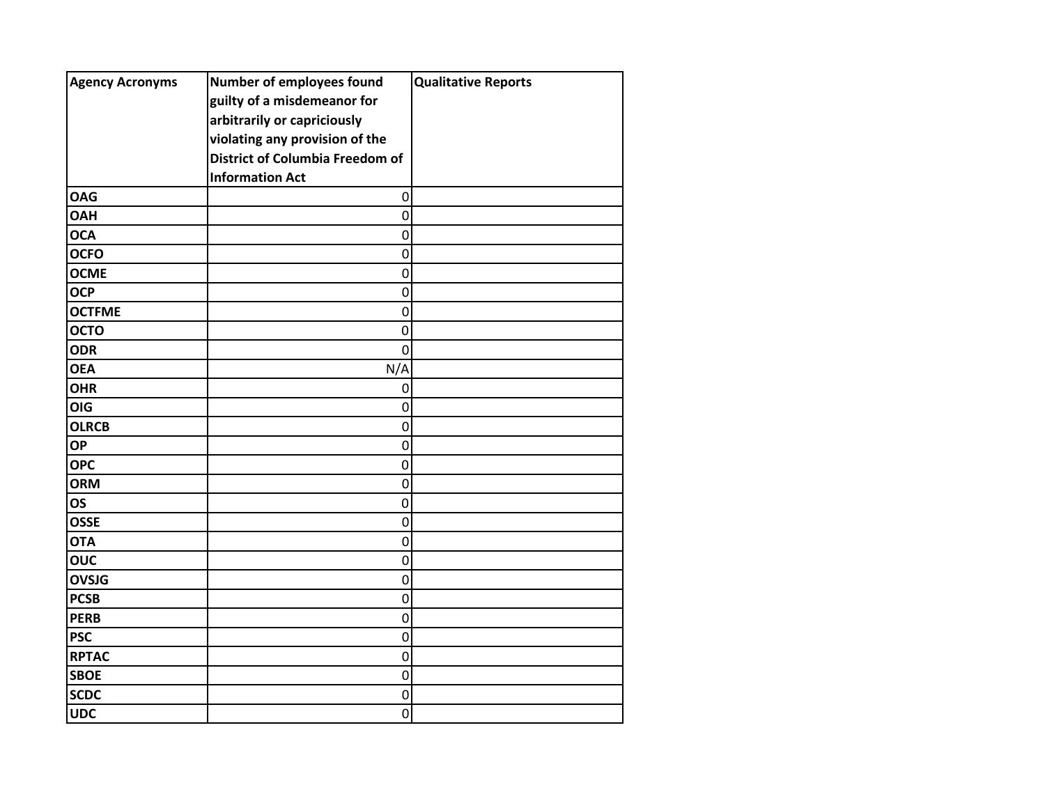| Agency Acronyms | Number of employees found guilty of a misdemeanor for arbitrarily or capriciously violating any provision of the District of Columbia Freedom of Information Act | Qualitative Reports |
|---|---|---|
| **OAG** | 0 | |
| **OAH** | 0 | |
| **OCA** | 0 | |
| **OCFO** | 0 | |
| **OCME** | 0 | |
| **OCP** | 0 | |
| **OCTFME** | 0 | |
| **OCTO** | 0 | |
| **ODR** | 0 | |
| **OEA** | N/A | |
| **OHR** | 0 | |
| **OIG** | 0 | |
| **OLRCB** | 0 | |
| **OP** | 0 | |
| **OPC** | 0 | |
| **ORM** | 0 | |
| **OS** | 0 | |
| **OSSE** | 0 | |
| **OTA** | 0 | |
| **OUC** | 0 | |
| **OVSJG** | 0 | |
| **PCSB** | 0 | |
| **PERB** | 0 | |
| **PSC** | 0 | |
| **RPTAC** | 0 | |
| **SBOE** | 0 | |
| **SCDC** | 0 | |
| **UDC** | 0 | |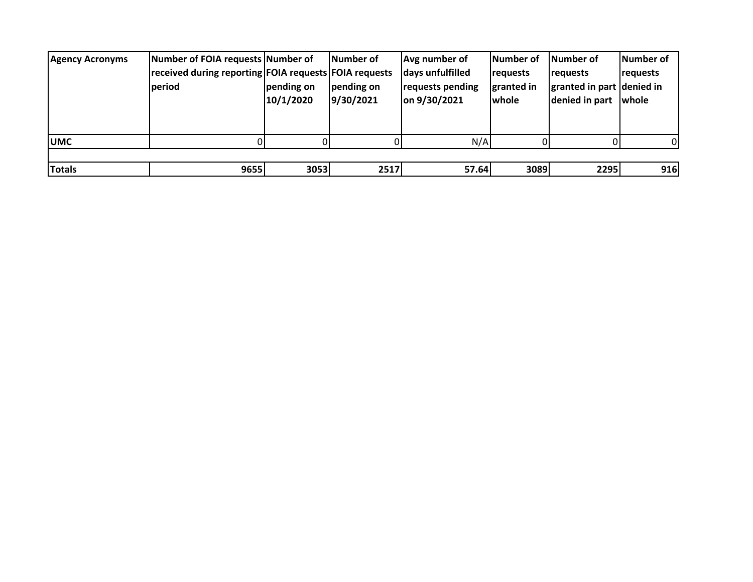| Agency Acronyms | Number of FOIA requests received during reporting period | Number of FOIA requests pending on 10/1/2020 | Number of FOIA requests pending on 9/30/2021 | Avg number of days unfulfilled requests pending on 9/30/2021 | Number of requests granted in whole | Number of requests granted in part denied in part | Number of requests denied in whole |
|---|---|---|---|---|---|---|---|
| **UMC** | 0 | 0 | 0 | N/A | 0 | 0 | 0 |
| | | | | | | | |
| **Totals** | **9655** | **3053** | **2517** | **57.64** | **3089** | **2295** | **916** |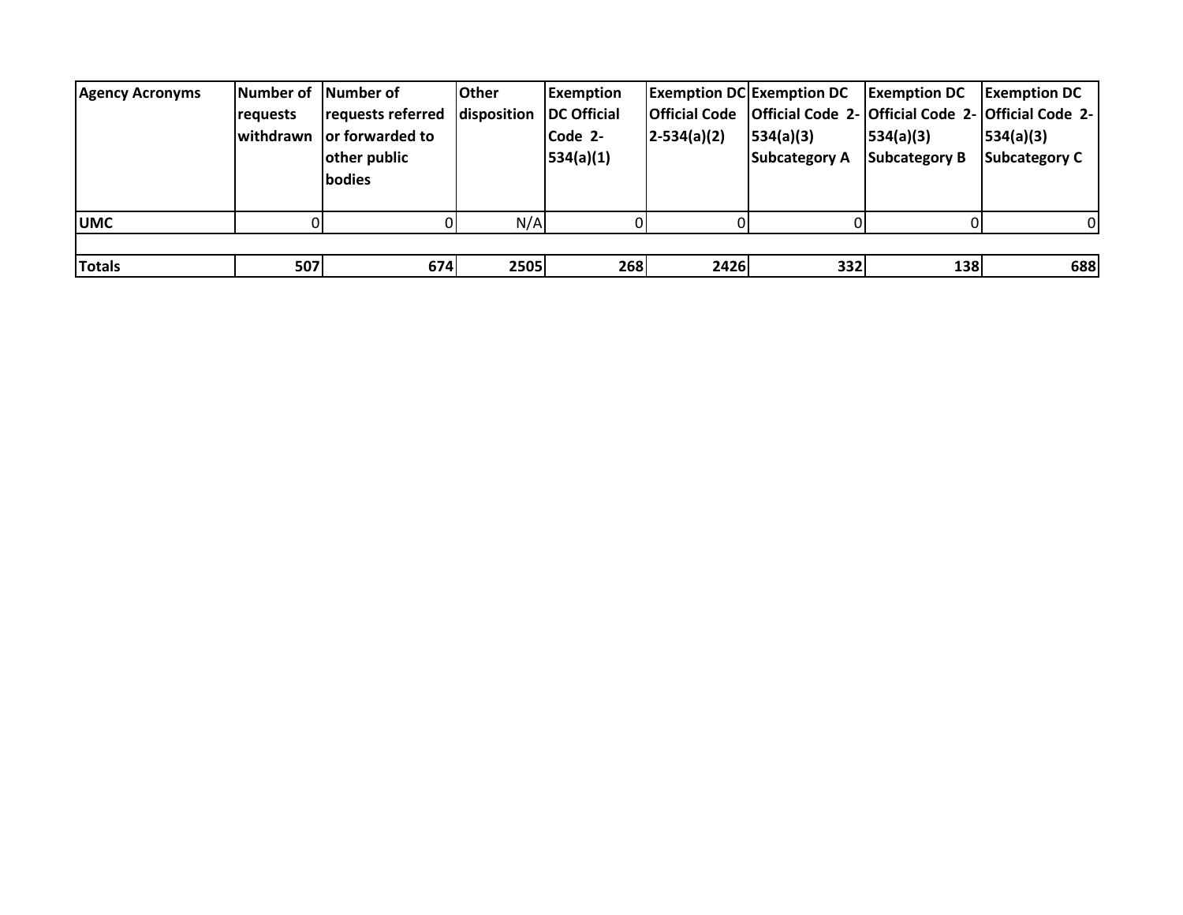| Agency Acronyms | Number of requests withdrawn | Number of requests referred or forwarded to other public bodies | Other disposition | Exemption DC Official Code 2-534(a)(1) | Exemption DC Official Code 2-534(a)(2) | Exemption DC Official Code 2-534(a)(3) Subcategory A | Exemption DC Official Code 2-534(a)(3) Subcategory B | Exemption DC Official Code 2-534(a)(3) Subcategory C |
|---|---|---|---|---|---|---|---|---|
| **UMC** | 0 | 0 | N/A | 0 | 0 | 0 | 0 | 0 |
| | | | | | | | | |
| **Totals** | **507** | **674** | **2505** | **268** | **2426** | **332** | **138** | **688** |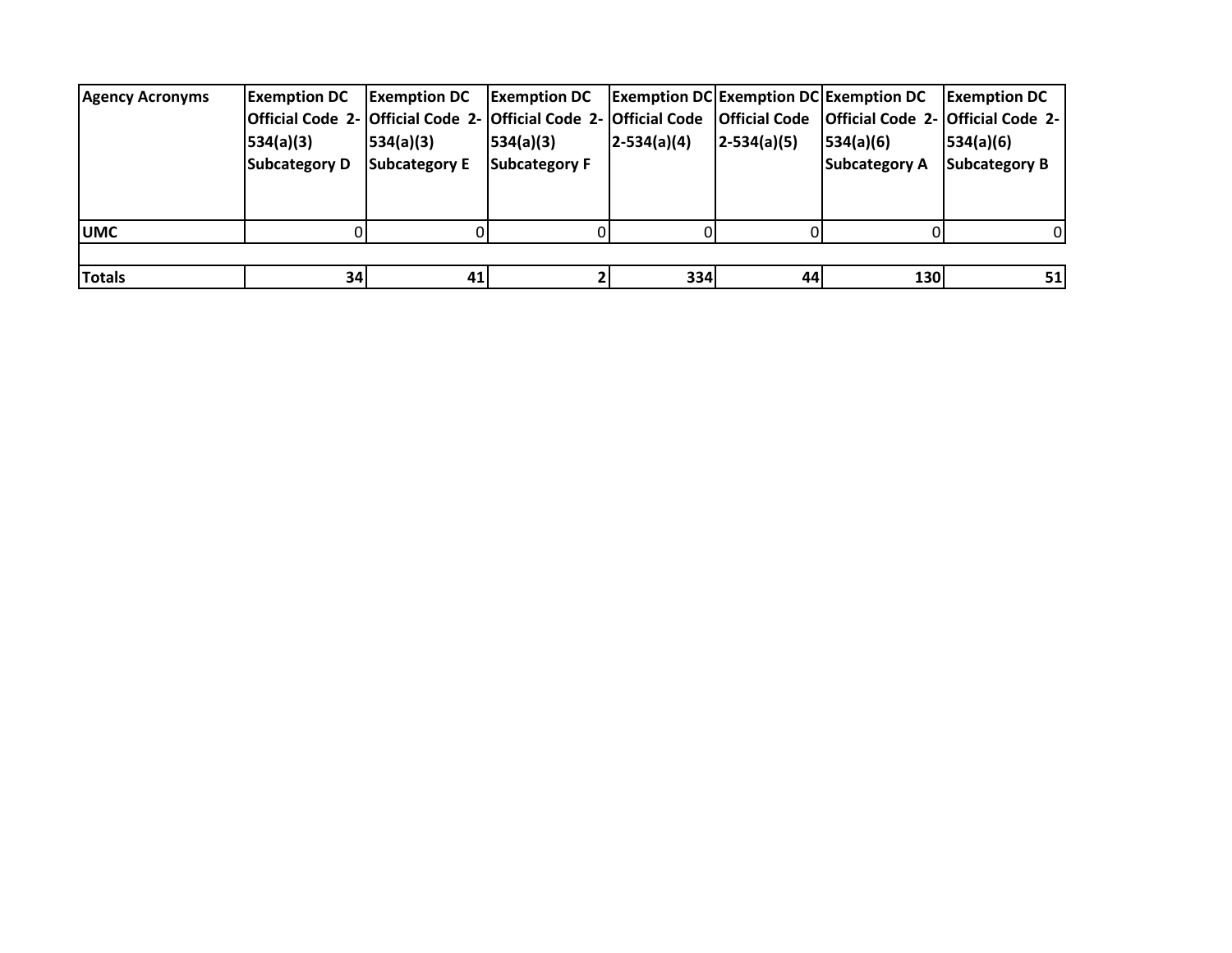| Agency Acronyms | Exemption DC Official Code 2-534(a)(3) Subcategory D | Exemption DC Official Code 2-534(a)(3) Subcategory E | Exemption DC Official Code 2-534(a)(3) Subcategory F | Exemption DC Official Code 2-534(a)(4) | Exemption DC Official Code 2-534(a)(5) | Exemption DC Official Code 2-534(a)(6) Subcategory A | Exemption DC Official Code 2-534(a)(6) Subcategory B |
|---|---|---|---|---|---|---|---|
| **UMC** | 0 | 0 | 0 | 0 | 0 | 0 | 0 |
| | | | | | | | |
| **Totals** | **34** | **41** | **2** | **334** | **44** | **130** | **51** |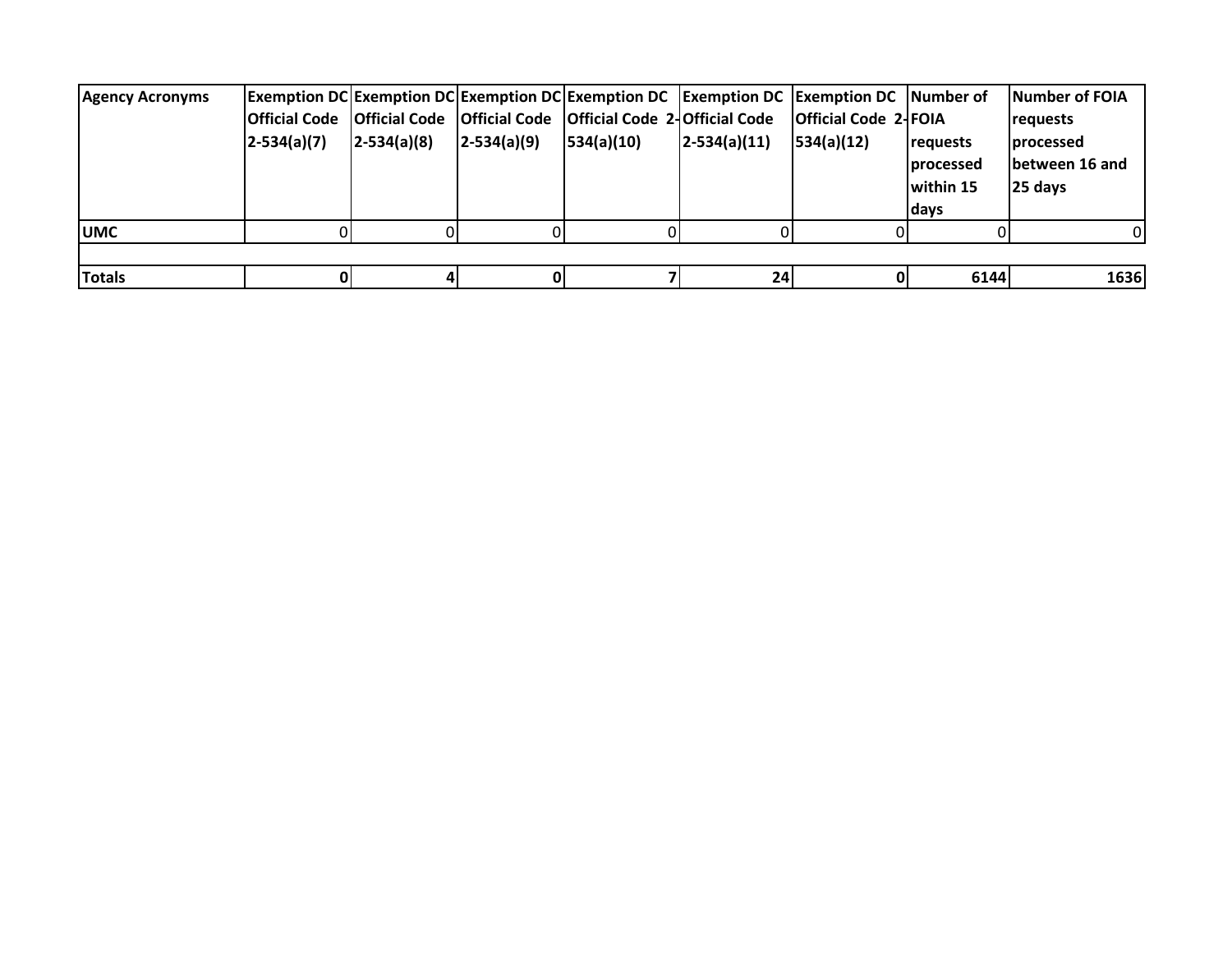| Agency Acronyms | Exemption DC Official Code 2-534(a)(7) | Exemption DC Official Code 2-534(a)(8) | Exemption DC Official Code 2-534(a)(9) | Exemption DC Official Code 2-534(a)(10) | Exemption DC Official Code 2-534(a)(11) | Exemption DC Official Code 2-534(a)(12) | Number of FOIA requests processed within 15 days | Number of FOIA requests processed between 16 and 25 days |
|---|---|---|---|---|---|---|---|---|
| **UMC** | 0 | 0 | 0 | 0 | 0 | 0 | 0 | 0 |
| | | | | | | | | |
| **Totals** | **0** | **4** | **0** | **7** | **24** | **0** | **6144** | **1636** |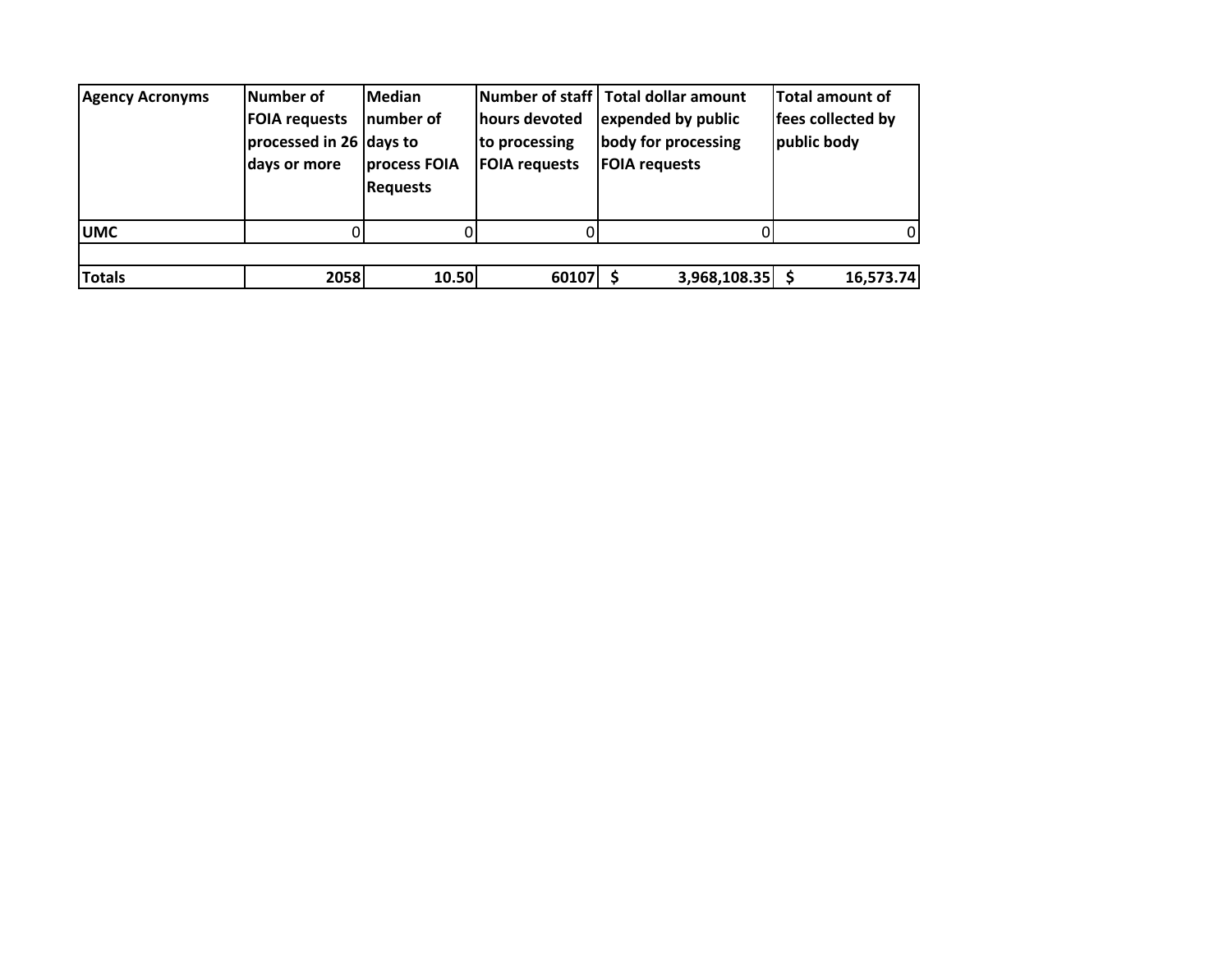| Agency Acronyms | Number of FOIA requests processed in 26 days or more | Median number of days to process FOIA Requests | Number of staff hours devoted to processing FOIA requests | Total dollar amount expended by public body for processing FOIA requests | Total amount of fees collected by public body |
|---|---|---|---|---|---|
| **UMC** | 0 | 0 | 0 | 0 | 0 |
| | | | | | |
| **Totals** | **2058** | **10.50** | **60107** | **$ 3,968,108.35** | **$ 16,573.74** |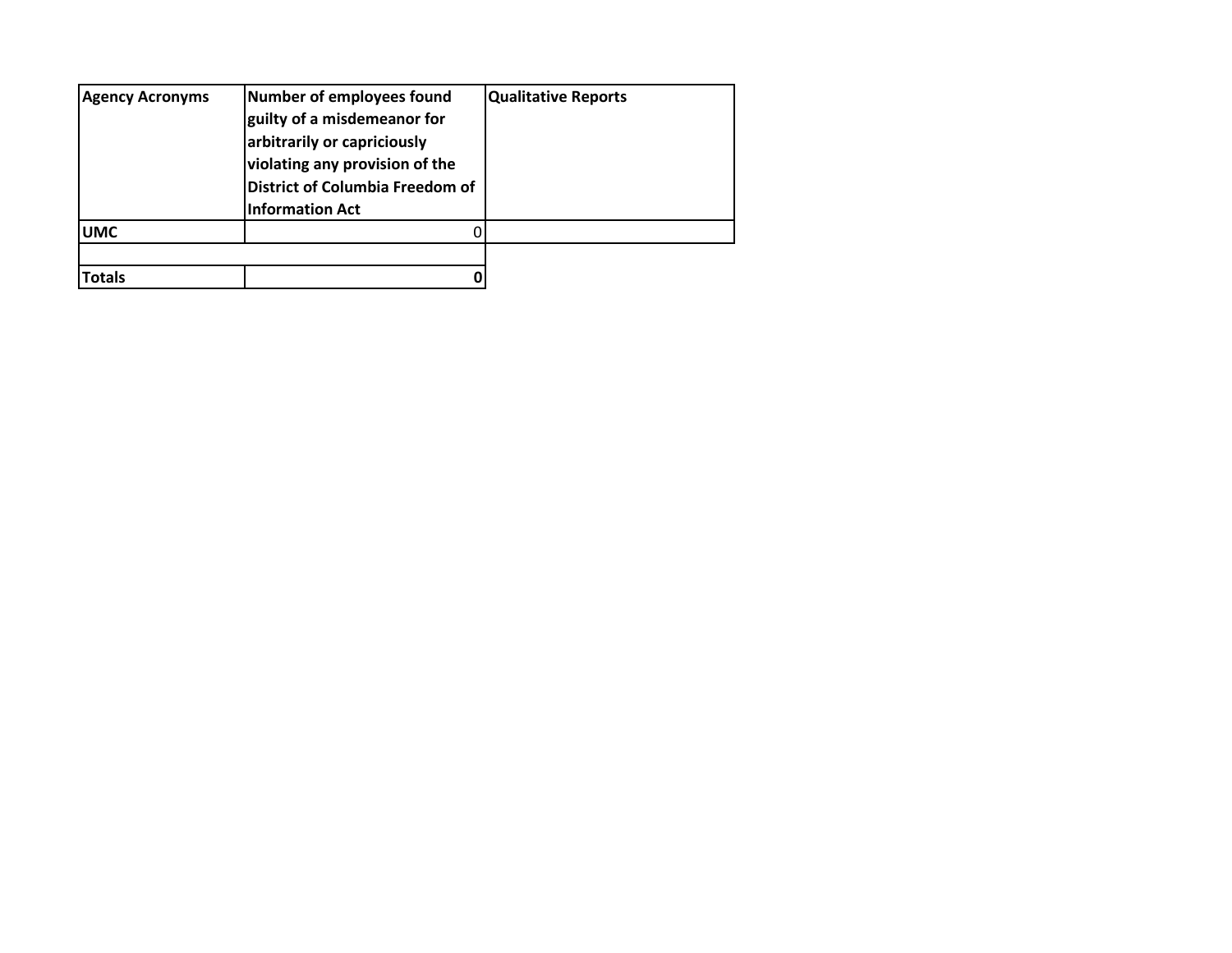| Agency Acronyms | Number of employees found guilty of a misdemeanor for arbitrarily or capriciously violating any provision of the District of Columbia Freedom of Information Act | Qualitative Reports |
|---|---|---|
| UMC | 0 | |
| | | |
| **Totals** | **0** | |